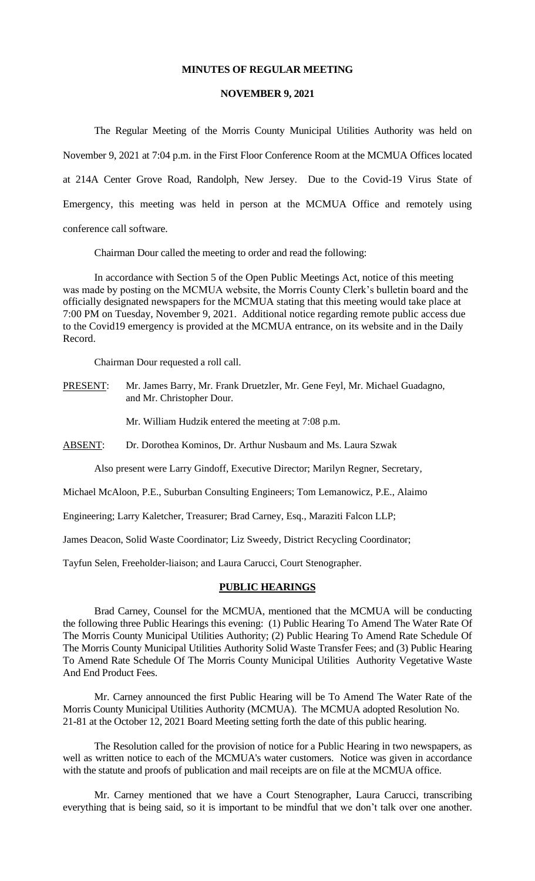**MINUTES OF REGULAR MEETING**

**NOVEMBER 9, 2021**

The Regular Meeting of the Morris County Municipal Utilities Authority was held on November 9, 2021 at 7:04 p.m. in the First Floor Conference Room at the MCMUA Offices located at 214A Center Grove Road, Randolph, New Jersey. Due to the Covid-19 Virus State of Emergency, this meeting was held in person at the MCMUA Office and remotely using conference call software.

Chairman Dour called the meeting to order and read the following:

In accordance with Section 5 of the Open Public Meetings Act, notice of this meeting was made by posting on the MCMUA website, the Morris County Clerk's bulletin board and the officially designated newspapers for the MCMUA stating that this meeting would take place at 7:00 PM on Tuesday, November 9, 2021. Additional notice regarding remote public access due to the Covid19 emergency is provided at the MCMUA entrance, on its website and in the Daily Record.

Chairman Dour requested a roll call.

PRESENT: Mr. James Barry, Mr. Frank Druetzler, Mr. Gene Feyl, Mr. Michael Guadagno, and Mr. Christopher Dour.

Mr. William Hudzik entered the meeting at 7:08 p.m.

ABSENT: Dr. Dorothea Kominos, Dr. Arthur Nusbaum and Ms. Laura Szwak

Also present were Larry Gindoff, Executive Director; Marilyn Regner, Secretary, Michael McAloon, P.E., Suburban Consulting Engineers; Tom Lemanowicz, P.E., Alaimo Engineering; Larry Kaletcher, Treasurer; Brad Carney, Esq., Maraziti Falcon LLP; James Deacon, Solid Waste Coordinator; Liz Sweedy, District Recycling Coordinator; Tayfun Selen, Freeholder-liaison; and Laura Carucci, Court Stenographer.

**PUBLIC HEARINGS**

Brad Carney, Counsel for the MCMUA, mentioned that the MCMUA will be conducting the following three Public Hearings this evening: (1) Public Hearing To Amend The Water Rate Of The Morris County Municipal Utilities Authority; (2) Public Hearing To Amend Rate Schedule Of The Morris County Municipal Utilities Authority Solid Waste Transfer Fees; and (3) Public Hearing To Amend Rate Schedule Of The Morris County Municipal Utilities Authority Vegetative Waste And End Product Fees.

Mr. Carney announced the first Public Hearing will be To Amend The Water Rate of the Morris County Municipal Utilities Authority (MCMUA). The MCMUA adopted Resolution No. 21-81 at the October 12, 2021 Board Meeting setting forth the date of this public hearing.

The Resolution called for the provision of notice for a Public Hearing in two newspapers, as well as written notice to each of the MCMUA's water customers. Notice was given in accordance with the statute and proofs of publication and mail receipts are on file at the MCMUA office.

Mr. Carney mentioned that we have a Court Stenographer, Laura Carucci, transcribing everything that is being said, so it is important to be mindful that we don't talk over one another.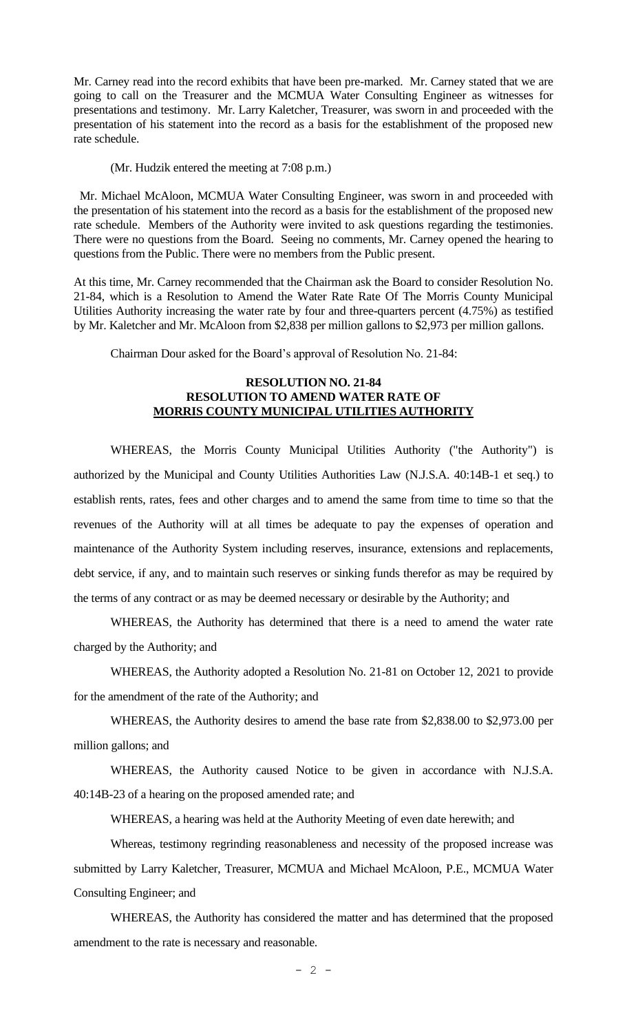Mr. Carney read into the record exhibits that have been pre-marked. Mr. Carney stated that we are going to call on the Treasurer and the MCMUA Water Consulting Engineer as witnesses for presentations and testimony. Mr. Larry Kaletcher, Treasurer, was sworn in and proceeded with the presentation of his statement into the record as a basis for the establishment of the proposed new rate schedule.

(Mr. Hudzik entered the meeting at 7:08 p.m.)

Mr. Michael McAloon, MCMUA Water Consulting Engineer, was sworn in and proceeded with the presentation of his statement into the record as a basis for the establishment of the proposed new rate schedule. Members of the Authority were invited to ask questions regarding the testimonies. There were no questions from the Board. Seeing no comments, Mr. Carney opened the hearing to questions from the Public. There were no members from the Public present.

At this time, Mr. Carney recommended that the Chairman ask the Board to consider Resolution No. 21-84, which is a Resolution to Amend the Water Rate Rate Of The Morris County Municipal Utilities Authority increasing the water rate by four and three-quarters percent (4.75%) as testified by Mr. Kaletcher and Mr. McAloon from $2,838 per million gallons to $2,973 per million gallons.

Chairman Dour asked for the Board's approval of Resolution No. 21-84:

**RESOLUTION NO. 21-84**
**RESOLUTION TO AMEND WATER RATE OF**
**MORRIS COUNTY MUNICIPAL UTILITIES AUTHORITY**

WHEREAS, the Morris County Municipal Utilities Authority ("the Authority") is authorized by the Municipal and County Utilities Authorities Law (N.J.S.A. 40:14B-1 et seq.) to establish rents, rates, fees and other charges and to amend the same from time to time so that the revenues of the Authority will at all times be adequate to pay the expenses of operation and maintenance of the Authority System including reserves, insurance, extensions and replacements, debt service, if any, and to maintain such reserves or sinking funds therefor as may be required by the terms of any contract or as may be deemed necessary or desirable by the Authority; and

WHEREAS, the Authority has determined that there is a need to amend the water rate charged by the Authority; and

WHEREAS, the Authority adopted a Resolution No. 21-81 on October 12, 2021 to provide for the amendment of the rate of the Authority; and

WHEREAS, the Authority desires to amend the base rate from $2,838.00 to $2,973.00 per million gallons; and

WHEREAS, the Authority caused Notice to be given in accordance with N.J.S.A. 40:14B-23 of a hearing on the proposed amended rate; and

WHEREAS, a hearing was held at the Authority Meeting of even date herewith; and

Whereas, testimony regrinding reasonableness and necessity of the proposed increase was submitted by Larry Kaletcher, Treasurer, MCMUA and Michael McAloon, P.E., MCMUA Water Consulting Engineer; and

WHEREAS, the Authority has considered the matter and has determined that the proposed amendment to the rate is necessary and reasonable.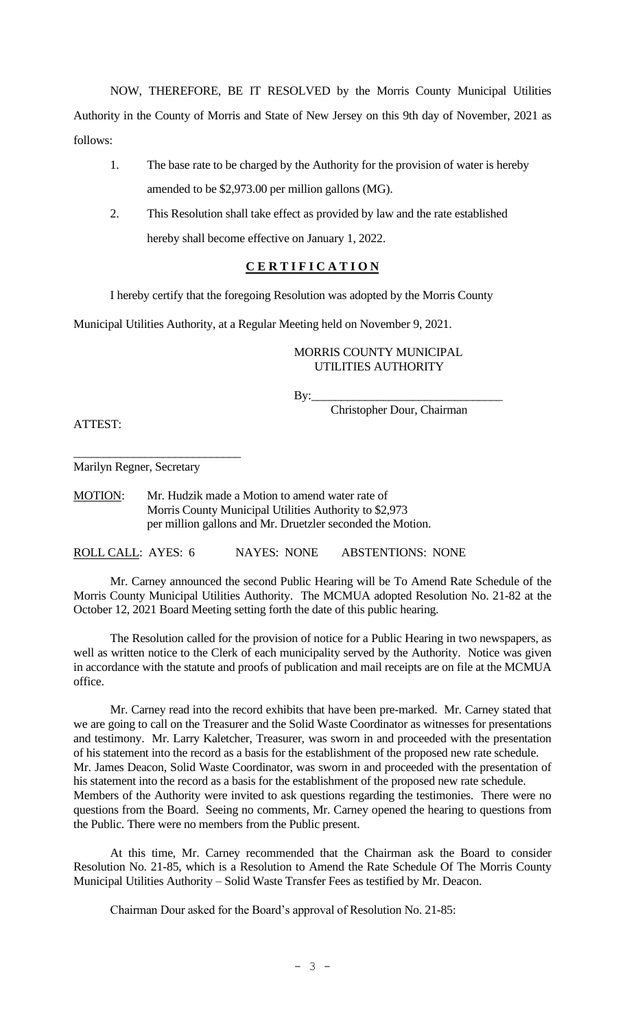NOW, THEREFORE, BE IT RESOLVED by the Morris County Municipal Utilities Authority in the County of Morris and State of New Jersey on this 9th day of November, 2021 as follows:

1. The base rate to be charged by the Authority for the provision of water is hereby amended to be $2,973.00 per million gallons (MG).
2. This Resolution shall take effect as provided by law and the rate established hereby shall become effective on January 1, 2022.

## **C E R T I F I C A T I O N**

I hereby certify that the foregoing Resolution was adopted by the Morris County Municipal Utilities Authority, at a Regular Meeting held on November 9, 2021.

MORRIS COUNTY MUNICIPAL
UTILITIES AUTHORITY

By:_______________________________
Christopher Dour, Chairman

ATTEST:

___________________________
Marilyn Regner, Secretary

MOTION: Mr. Hudzik made a Motion to amend water rate of Morris County Municipal Utilities Authority to $2,973 per million gallons and Mr. Druetzler seconded the Motion.

ROLL CALL: AYES: 6 NAYES: NONE ABSTENTIONS: NONE

Mr. Carney announced the second Public Hearing will be To Amend Rate Schedule of the Morris County Municipal Utilities Authority. The MCMUA adopted Resolution No. 21-82 at the October 12, 2021 Board Meeting setting forth the date of this public hearing.

The Resolution called for the provision of notice for a Public Hearing in two newspapers, as well as written notice to the Clerk of each municipality served by the Authority. Notice was given in accordance with the statute and proofs of publication and mail receipts are on file at the MCMUA office.

Mr. Carney read into the record exhibits that have been pre-marked. Mr. Carney stated that we are going to call on the Treasurer and the Solid Waste Coordinator as witnesses for presentations and testimony. Mr. Larry Kaletcher, Treasurer, was sworn in and proceeded with the presentation of his statement into the record as a basis for the establishment of the proposed new rate schedule. Mr. James Deacon, Solid Waste Coordinator, was sworn in and proceeded with the presentation of his statement into the record as a basis for the establishment of the proposed new rate schedule. Members of the Authority were invited to ask questions regarding the testimonies. There were no questions from the Board. Seeing no comments, Mr. Carney opened the hearing to questions from the Public. There were no members from the Public present.

At this time, Mr. Carney recommended that the Chairman ask the Board to consider Resolution No. 21-85, which is a Resolution to Amend the Rate Schedule Of The Morris County Municipal Utilities Authority – Solid Waste Transfer Fees as testified by Mr. Deacon.

Chairman Dour asked for the Board's approval of Resolution No. 21-85: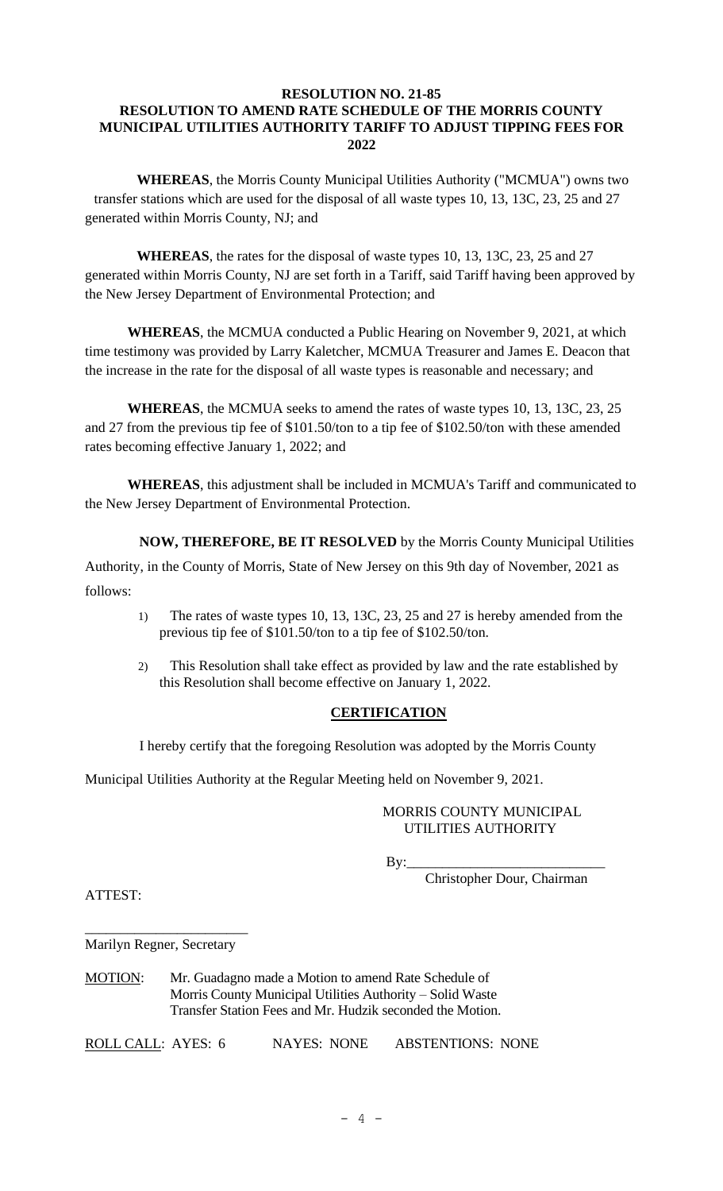**RESOLUTION NO. 21-85**
**RESOLUTION TO AMEND RATE SCHEDULE OF THE MORRIS COUNTY MUNICIPAL UTILITIES AUTHORITY TARIFF TO ADJUST TIPPING FEES FOR 2022**

**WHEREAS**, the Morris County Municipal Utilities Authority ("MCMUA") owns two transfer stations which are used for the disposal of all waste types 10, 13, 13C, 23, 25 and 27 generated within Morris County, NJ; and

**WHEREAS**, the rates for the disposal of waste types 10, 13, 13C, 23, 25 and 27 generated within Morris County, NJ are set forth in a Tariff, said Tariff having been approved by the New Jersey Department of Environmental Protection; and

**WHEREAS**, the MCMUA conducted a Public Hearing on November 9, 2021, at which time testimony was provided by Larry Kaletcher, MCMUA Treasurer and James E. Deacon that the increase in the rate for the disposal of all waste types is reasonable and necessary; and

**WHEREAS**, the MCMUA seeks to amend the rates of waste types 10, 13, 13C, 23, 25 and 27 from the previous tip fee of $101.50/ton to a tip fee of $102.50/ton with these amended rates becoming effective January 1, 2022; and

**WHEREAS**, this adjustment shall be included in MCMUA's Tariff and communicated to the New Jersey Department of Environmental Protection.

**NOW, THEREFORE, BE IT RESOLVED** by the Morris County Municipal Utilities Authority, in the County of Morris, State of New Jersey on this 9th day of November, 2021 as follows:

1) The rates of waste types 10, 13, 13C, 23, 25 and 27 is hereby amended from the previous tip fee of $101.50/ton to a tip fee of $102.50/ton.

2) This Resolution shall take effect as provided by law and the rate established by this Resolution shall become effective on January 1, 2022.

**CERTIFICATION**

I hereby certify that the foregoing Resolution was adopted by the Morris County Municipal Utilities Authority at the Regular Meeting held on November 9, 2021.

MORRIS COUNTY MUNICIPAL UTILITIES AUTHORITY

By:___________________________
Christopher Dour, Chairman

ATTEST:

_______________________
Marilyn Regner, Secretary

MOTION: Mr. Guadagno made a Motion to amend Rate Schedule of Morris County Municipal Utilities Authority – Solid Waste Transfer Station Fees and Mr. Hudzik seconded the Motion.

ROLL CALL: AYES: 6 NAYES: NONE ABSTENTIONS: NONE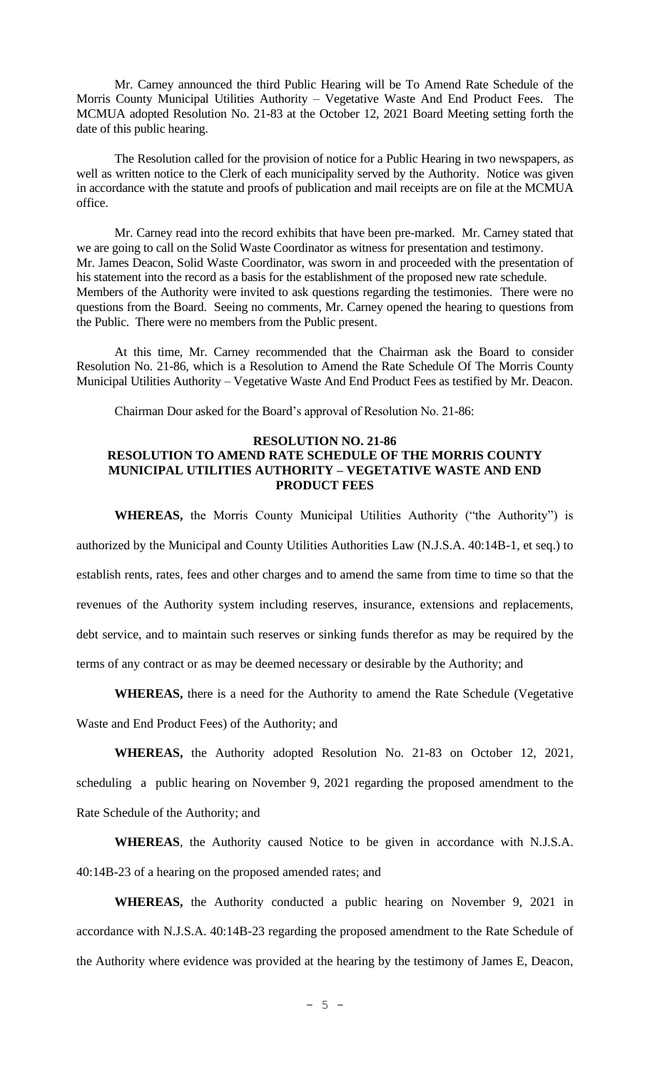Mr. Carney announced the third Public Hearing will be To Amend Rate Schedule of the Morris County Municipal Utilities Authority – Vegetative Waste And End Product Fees. The MCMUA adopted Resolution No. 21-83 at the October 12, 2021 Board Meeting setting forth the date of this public hearing.

The Resolution called for the provision of notice for a Public Hearing in two newspapers, as well as written notice to the Clerk of each municipality served by the Authority. Notice was given in accordance with the statute and proofs of publication and mail receipts are on file at the MCMUA office.

Mr. Carney read into the record exhibits that have been pre-marked. Mr. Carney stated that we are going to call on the Solid Waste Coordinator as witness for presentation and testimony. Mr. James Deacon, Solid Waste Coordinator, was sworn in and proceeded with the presentation of his statement into the record as a basis for the establishment of the proposed new rate schedule. Members of the Authority were invited to ask questions regarding the testimonies. There were no questions from the Board. Seeing no comments, Mr. Carney opened the hearing to questions from the Public. There were no members from the Public present.

At this time, Mr. Carney recommended that the Chairman ask the Board to consider Resolution No. 21-86, which is a Resolution to Amend the Rate Schedule Of The Morris County Municipal Utilities Authority – Vegetative Waste And End Product Fees as testified by Mr. Deacon.

Chairman Dour asked for the Board's approval of Resolution No. 21-86:

**RESOLUTION NO. 21-86**
**RESOLUTION TO AMEND RATE SCHEDULE OF THE MORRIS COUNTY MUNICIPAL UTILITIES AUTHORITY – VEGETATIVE WASTE AND END PRODUCT FEES**

**WHEREAS,** the Morris County Municipal Utilities Authority ("the Authority") is authorized by the Municipal and County Utilities Authorities Law (N.J.S.A. 40:14B-1, et seq.) to establish rents, rates, fees and other charges and to amend the same from time to time so that the revenues of the Authority system including reserves, insurance, extensions and replacements, debt service, and to maintain such reserves or sinking funds therefor as may be required by the terms of any contract or as may be deemed necessary or desirable by the Authority; and

**WHEREAS,** there is a need for the Authority to amend the Rate Schedule (Vegetative Waste and End Product Fees) of the Authority; and

**WHEREAS,** the Authority adopted Resolution No. 21-83 on October 12, 2021, scheduling a public hearing on November 9, 2021 regarding the proposed amendment to the Rate Schedule of the Authority; and

**WHEREAS**, the Authority caused Notice to be given in accordance with N.J.S.A. 40:14B-23 of a hearing on the proposed amended rates; and

**WHEREAS,** the Authority conducted a public hearing on November 9, 2021 in accordance with N.J.S.A. 40:14B-23 regarding the proposed amendment to the Rate Schedule of the Authority where evidence was provided at the hearing by the testimony of James E, Deacon,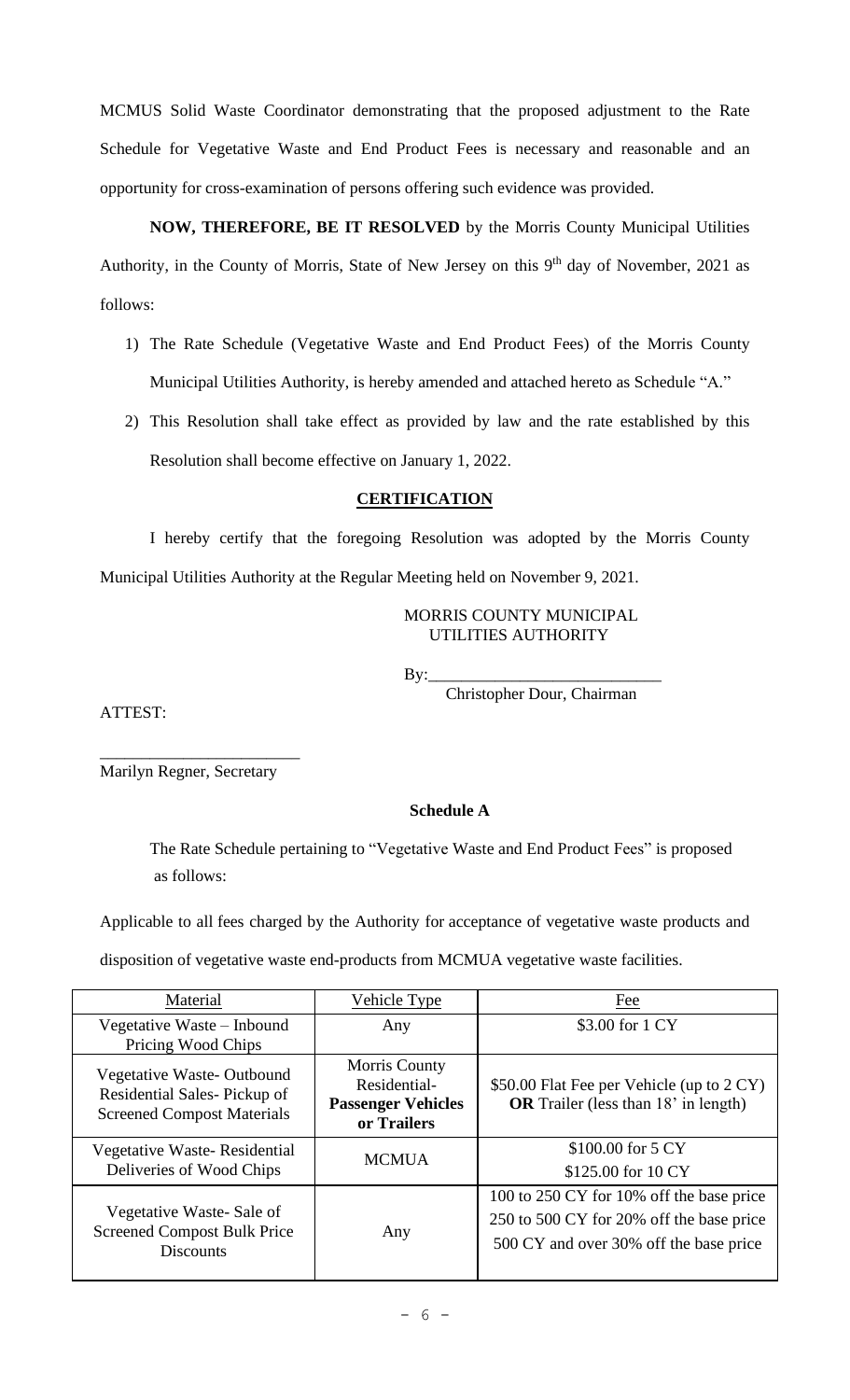MCMUS Solid Waste Coordinator demonstrating that the proposed adjustment to the Rate Schedule for Vegetative Waste and End Product Fees is necessary and reasonable and an opportunity for cross-examination of persons offering such evidence was provided.

**NOW, THEREFORE, BE IT RESOLVED** by the Morris County Municipal Utilities Authority, in the County of Morris, State of New Jersey on this 9th day of November, 2021 as follows:

1) The Rate Schedule (Vegetative Waste and End Product Fees) of the Morris County Municipal Utilities Authority, is hereby amended and attached hereto as Schedule "A."
2) This Resolution shall take effect as provided by law and the rate established by this Resolution shall become effective on January 1, 2022.

**CERTIFICATION**

I hereby certify that the foregoing Resolution was adopted by the Morris County Municipal Utilities Authority at the Regular Meeting held on November 9, 2021.

MORRIS COUNTY MUNICIPAL UTILITIES AUTHORITY

By:___________________________
Christopher Dour, Chairman

ATTEST:

________________________
Marilyn Regner, Secretary

**Schedule A**

The Rate Schedule pertaining to "Vegetative Waste and End Product Fees" is proposed as follows:

Applicable to all fees charged by the Authority for acceptance of vegetative waste products and disposition of vegetative waste end-products from MCMUA vegetative waste facilities.

| Material | Vehicle Type | Fee |
|---|---|---|
| Vegetative Waste – Inbound Pricing Wood Chips | Any | $3.00 for 1 CY |
| Vegetative Waste- Outbound Residential Sales- Pickup of Screened Compost Materials | Morris County Residential- **Passenger Vehicles or Trailers** | $50.00 Flat Fee per Vehicle (up to 2 CY) **OR** Trailer (less than 18' in length) |
| Vegetative Waste- Residential Deliveries of Wood Chips | MCMUA | $100.00 for 5 CY<br>$125.00 for 10 CY |
| Vegetative Waste- Sale of Screened Compost Bulk Price Discounts | Any | 100 to 250 CY for 10% off the base price<br>250 to 500 CY for 20% off the base price<br>500 CY and over 30% off the base price |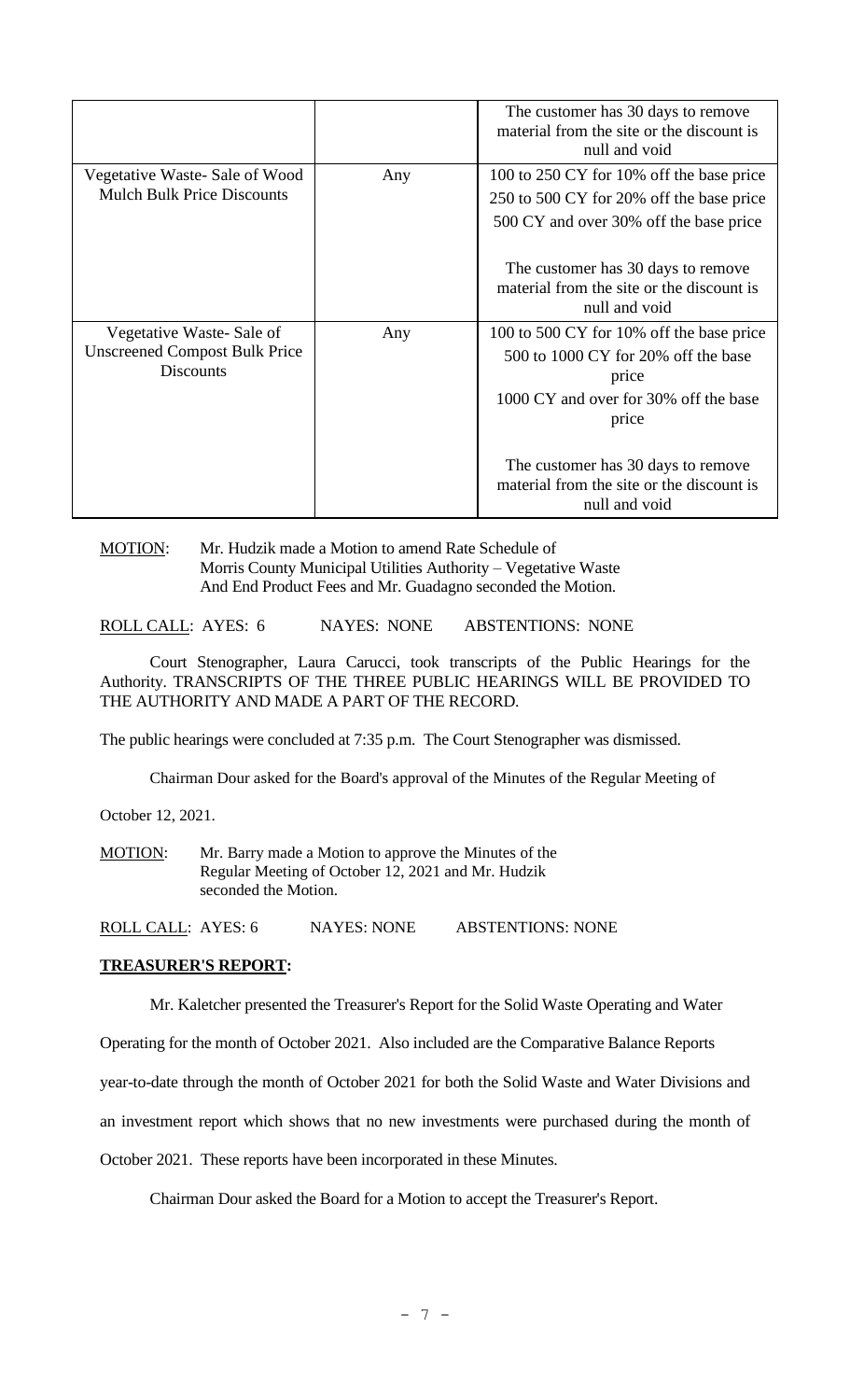| | | The customer has 30 days to remove material from the site or the discount is null and void |
|---|---|---|
| Vegetative Waste- Sale of Wood Mulch Bulk Price Discounts | Any | 100 to 250 CY for 10% off the base price<br>250 to 500 CY for 20% off the base price<br>500 CY and over 30% off the base price<br><br>The customer has 30 days to remove material from the site or the discount is null and void |
| Vegetative Waste- Sale of Unscreened Compost Bulk Price Discounts | Any | 100 to 500 CY for 10% off the base price<br>500 to 1000 CY for 20% off the base price<br>1000 CY and over for 30% off the base price<br><br>The customer has 30 days to remove material from the site or the discount is null and void |

MOTION: Mr. Hudzik made a Motion to amend Rate Schedule of Morris County Municipal Utilities Authority – Vegetative Waste And End Product Fees and Mr. Guadagno seconded the Motion.

ROLL CALL: AYES: 6 NAYES: NONE ABSTENTIONS: NONE

Court Stenographer, Laura Carucci, took transcripts of the Public Hearings for the Authority. TRANSCRIPTS OF THE THREE PUBLIC HEARINGS WILL BE PROVIDED TO THE AUTHORITY AND MADE A PART OF THE RECORD.

The public hearings were concluded at 7:35 p.m. The Court Stenographer was dismissed.

Chairman Dour asked for the Board's approval of the Minutes of the Regular Meeting of October 12, 2021.

MOTION: Mr. Barry made a Motion to approve the Minutes of the Regular Meeting of October 12, 2021 and Mr. Hudzik seconded the Motion.

ROLL CALL: AYES: 6 NAYES: NONE ABSTENTIONS: NONE

**TREASURER'S REPORT:**

Mr. Kaletcher presented the Treasurer's Report for the Solid Waste Operating and Water Operating for the month of October 2021. Also included are the Comparative Balance Reports year-to-date through the month of October 2021 for both the Solid Waste and Water Divisions and an investment report which shows that no new investments were purchased during the month of October 2021. These reports have been incorporated in these Minutes.

Chairman Dour asked the Board for a Motion to accept the Treasurer's Report.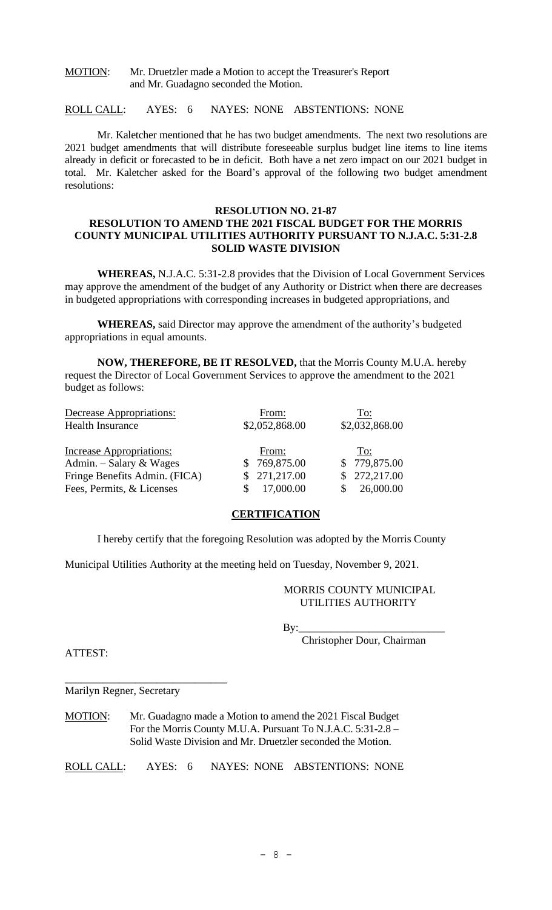MOTION: Mr. Druetzler made a Motion to accept the Treasurer's Report and Mr. Guadagno seconded the Motion.

ROLL CALL: AYES: 6 NAYES: NONE ABSTENTIONS: NONE

Mr. Kaletcher mentioned that he has two budget amendments. The next two resolutions are 2021 budget amendments that will distribute foreseeable surplus budget line items to line items already in deficit or forecasted to be in deficit. Both have a net zero impact on our 2021 budget in total. Mr. Kaletcher asked for the Board's approval of the following two budget amendment resolutions:

**RESOLUTION NO. 21-87**
**RESOLUTION TO AMEND THE 2021 FISCAL BUDGET FOR THE MORRIS COUNTY MUNICIPAL UTILITIES AUTHORITY PURSUANT TO N.J.A.C. 5:31-2.8 SOLID WASTE DIVISION**

**WHEREAS,** N.J.A.C. 5:31-2.8 provides that the Division of Local Government Services may approve the amendment of the budget of any Authority or District when there are decreases in budgeted appropriations with corresponding increases in budgeted appropriations, and

**WHEREAS,** said Director may approve the amendment of the authority's budgeted appropriations in equal amounts.

**NOW, THEREFORE, BE IT RESOLVED,** that the Morris County M.U.A. hereby request the Director of Local Government Services to approve the amendment to the 2021 budget as follows:

| Decrease Appropriations: | From: | To: |
|---|---|---|
| Health Insurance | $2,052,868.00 | $2,032,868.00 |
| | | |
| Increase Appropriations: | From: | To: |
| Admin. – Salary & Wages | $ 769,875.00 | $ 779,875.00 |
| Fringe Benefits Admin. (FICA) | $ 271,217.00 | $ 272,217.00 |
| Fees, Permits, & Licenses | $ 17,000.00 | $ 26,000.00 |

**CERTIFICATION**

I hereby certify that the foregoing Resolution was adopted by the Morris County Municipal Utilities Authority at the meeting held on Tuesday, November 9, 2021.

MORRIS COUNTY MUNICIPAL UTILITIES AUTHORITY

By:___________________________
Christopher Dour, Chairman

ATTEST:

______________________________
Marilyn Regner, Secretary

MOTION: Mr. Guadagno made a Motion to amend the 2021 Fiscal Budget For the Morris County M.U.A. Pursuant To N.J.A.C. 5:31-2.8 – Solid Waste Division and Mr. Druetzler seconded the Motion.

ROLL CALL: AYES: 6 NAYES: NONE ABSTENTIONS: NONE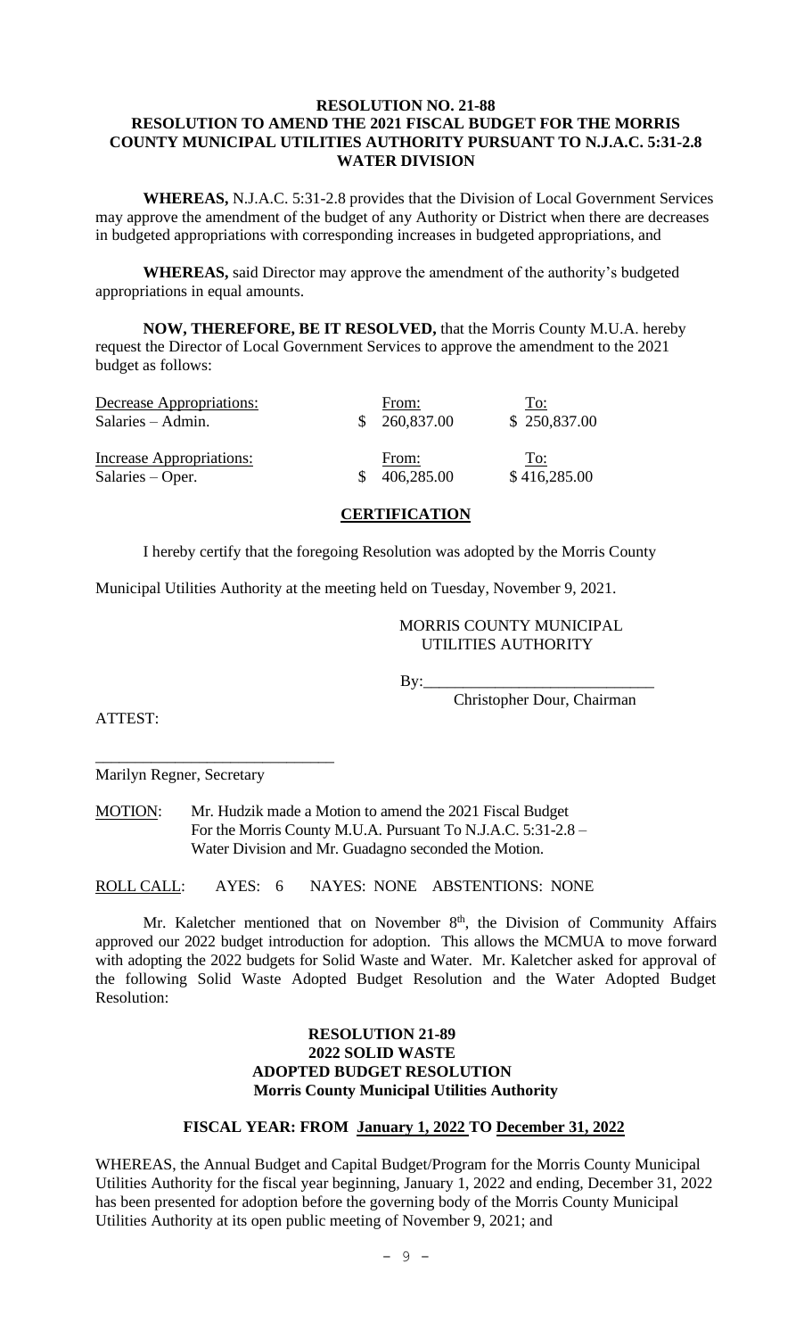**RESOLUTION NO. 21-88**
**RESOLUTION TO AMEND THE 2021 FISCAL BUDGET FOR THE MORRIS COUNTY MUNICIPAL UTILITIES AUTHORITY PURSUANT TO N.J.A.C. 5:31-2.8**
**WATER DIVISION**

**WHEREAS,** N.J.A.C. 5:31-2.8 provides that the Division of Local Government Services may approve the amendment of the budget of any Authority or District when there are decreases in budgeted appropriations with corresponding increases in budgeted appropriations, and

**WHEREAS,** said Director may approve the amendment of the authority's budgeted appropriations in equal amounts.

**NOW, THEREFORE, BE IT RESOLVED,** that the Morris County M.U.A. hereby request the Director of Local Government Services to approve the amendment to the 2021 budget as follows:

| Decrease Appropriations: | From: | To: |
|---|---|---|
| Salaries – Admin. | $ 260,837.00 | $ 250,837.00 |
| **Increase Appropriations:** | **From:** | **To:** |
| Salaries – Oper. | $ 406,285.00 | $ 416,285.00 |

**CERTIFICATION**

I hereby certify that the foregoing Resolution was adopted by the Morris County Municipal Utilities Authority at the meeting held on Tuesday, November 9, 2021.

MORRIS COUNTY MUNICIPAL UTILITIES AUTHORITY

By:_____________________________
Christopher Dour, Chairman

ATTEST:

_____________________________
Marilyn Regner, Secretary

MOTION: Mr. Hudzik made a Motion to amend the 2021 Fiscal Budget For the Morris County M.U.A. Pursuant To N.J.A.C. 5:31-2.8 – Water Division and Mr. Guadagno seconded the Motion.

ROLL CALL: AYES: 6 NAYES: NONE ABSTENTIONS: NONE

Mr. Kaletcher mentioned that on November 8th, the Division of Community Affairs approved our 2022 budget introduction for adoption. This allows the MCMUA to move forward with adopting the 2022 budgets for Solid Waste and Water. Mr. Kaletcher asked for approval of the following Solid Waste Adopted Budget Resolution and the Water Adopted Budget Resolution:

**RESOLUTION 21-89**
**2022 SOLID WASTE**
**ADOPTED BUDGET RESOLUTION**
**Morris County Municipal Utilities Authority**

**FISCAL YEAR: FROM January 1, 2022 TO December 31, 2022**

WHEREAS, the Annual Budget and Capital Budget/Program for the Morris County Municipal Utilities Authority for the fiscal year beginning, January 1, 2022 and ending, December 31, 2022 has been presented for adoption before the governing body of the Morris County Municipal Utilities Authority at its open public meeting of November 9, 2021; and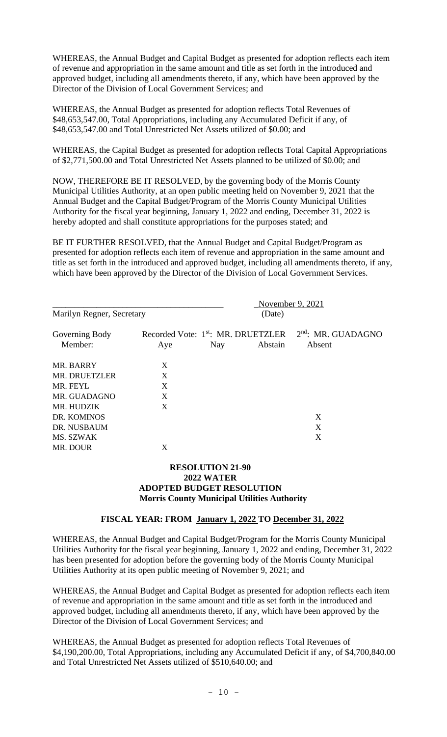WHEREAS, the Annual Budget and Capital Budget as presented for adoption reflects each item of revenue and appropriation in the same amount and title as set forth in the introduced and approved budget, including all amendments thereto, if any, which have been approved by the Director of the Division of Local Government Services; and

WHEREAS, the Annual Budget as presented for adoption reflects Total Revenues of $48,653,547.00, Total Appropriations, including any Accumulated Deficit if any, of $48,653,547.00 and Total Unrestricted Net Assets utilized of $0.00; and

WHEREAS, the Capital Budget as presented for adoption reflects Total Capital Appropriations of $2,771,500.00 and Total Unrestricted Net Assets planned to be utilized of $0.00; and

NOW, THEREFORE BE IT RESOLVED, by the governing body of the Morris County Municipal Utilities Authority, at an open public meeting held on November 9, 2021 that the Annual Budget and the Capital Budget/Program of the Morris County Municipal Utilities Authority for the fiscal year beginning, January 1, 2022 and ending, December 31, 2022 is hereby adopted and shall constitute appropriations for the purposes stated; and

BE IT FURTHER RESOLVED, that the Annual Budget and Capital Budget/Program as presented for adoption reflects each item of revenue and appropriation in the same amount and title as set forth in the introduced and approved budget, including all amendments thereto, if any, which have been approved by the Director of the Division of Local Government Services.

\_\_\_\_\_\_\_\_\_\_\_\_\_\_\_\_\_\_\_\_\_\_\_\_\_\_\_\_\_\_\_\_\_\_\_\_\_\_ November 9, 2021

Marilyn Regner, Secretary (Date)

Recorded Vote: 1st: MR. DRUETZLER 2nd: MR. GUADAGNO

| Governing Body Member: | Aye | Nay | Abstain | Absent |
|---|---|---|---|---|
| MR. BARRY | X | | | |
| MR. DRUETZLER | X | | | |
| MR. FEYL | X | | | |
| MR. GUADAGNO | X | | | |
| MR. HUDZIK | X | | | |
| DR. KOMINOS | | | | X |
| DR. NUSBAUM | | | | X |
| MS. SZWAK | | | | X |
| MR. DOUR | X | | | |

**RESOLUTION 21-90**
**2022 WATER**
**ADOPTED BUDGET RESOLUTION**
**Morris County Municipal Utilities Authority**

**FISCAL YEAR: FROM January 1, 2022 TO December 31, 2022**

WHEREAS, the Annual Budget and Capital Budget/Program for the Morris County Municipal Utilities Authority for the fiscal year beginning, January 1, 2022 and ending, December 31, 2022 has been presented for adoption before the governing body of the Morris County Municipal Utilities Authority at its open public meeting of November 9, 2021; and

WHEREAS, the Annual Budget and Capital Budget as presented for adoption reflects each item of revenue and appropriation in the same amount and title as set forth in the introduced and approved budget, including all amendments thereto, if any, which have been approved by the Director of the Division of Local Government Services; and

WHEREAS, the Annual Budget as presented for adoption reflects Total Revenues of $4,190,200.00, Total Appropriations, including any Accumulated Deficit if any, of $4,700,840.00 and Total Unrestricted Net Assets utilized of $510,640.00; and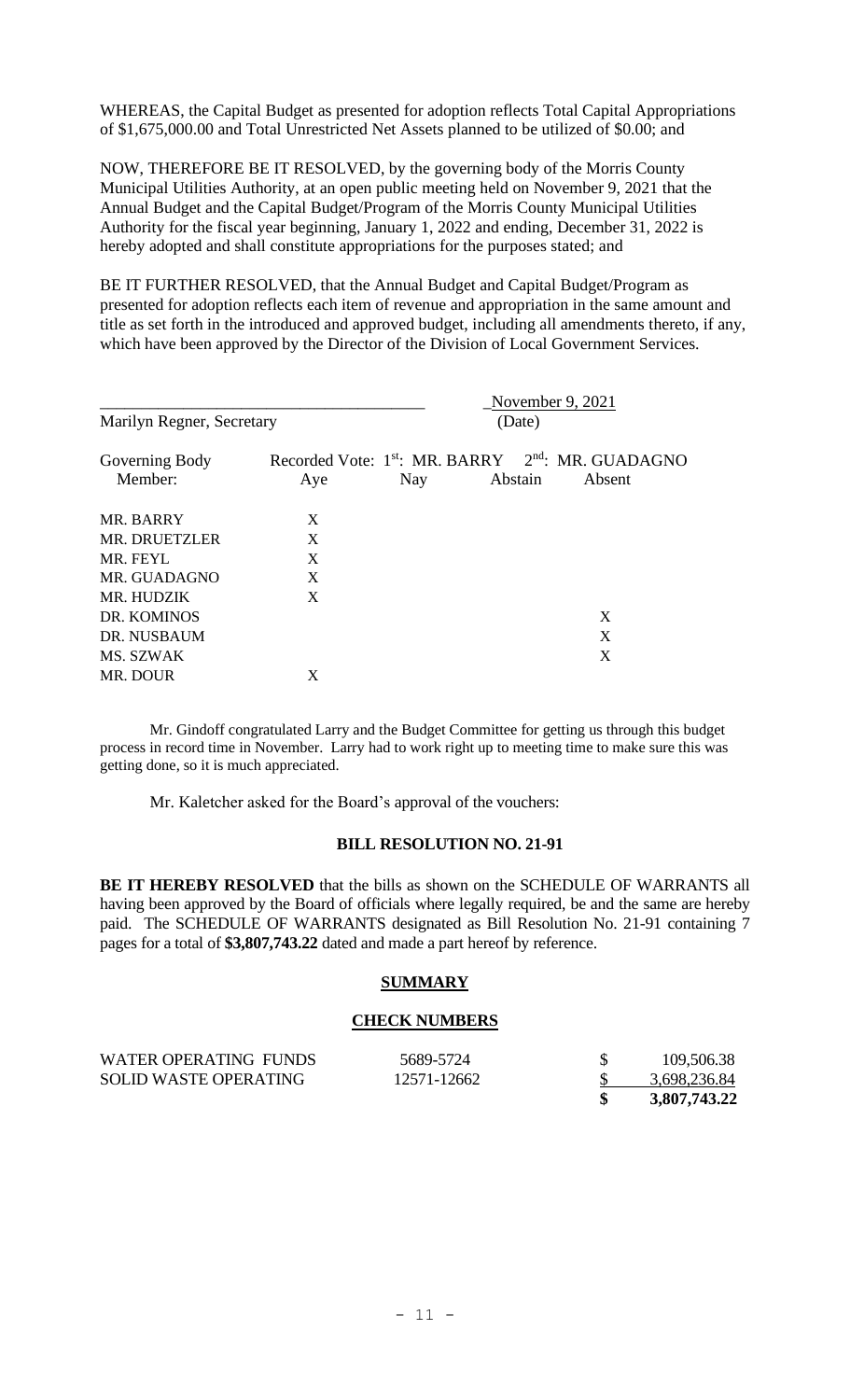WHEREAS, the Capital Budget as presented for adoption reflects Total Capital Appropriations of $1,675,000.00 and Total Unrestricted Net Assets planned to be utilized of $0.00; and

NOW, THEREFORE BE IT RESOLVED, by the governing body of the Morris County Municipal Utilities Authority, at an open public meeting held on November 9, 2021 that the Annual Budget and the Capital Budget/Program of the Morris County Municipal Utilities Authority for the fiscal year beginning, January 1, 2022 and ending, December 31, 2022 is hereby adopted and shall constitute appropriations for the purposes stated; and

BE IT FURTHER RESOLVED, that the Annual Budget and Capital Budget/Program as presented for adoption reflects each item of revenue and appropriation in the same amount and title as set forth in the introduced and approved budget, including all amendments thereto, if any, which have been approved by the Director of the Division of Local Government Services.

_______________________________________ November 9, 2021
Marilyn Regner, Secretary (Date)

| Governing Body Member: | Recorded Vote: 1st: MR. BARRY Aye | Nay | Abstain | 2nd: MR. GUADAGNO Absent |
|---|---|---|---|---|
| MR. BARRY | X | | | |
| MR. DRUETZLER | X | | | |
| MR. FEYL | X | | | |
| MR. GUADAGNO | X | | | |
| MR. HUDZIK | X | | | |
| DR. KOMINOS | | | | X |
| DR. NUSBAUM | | | | X |
| MS. SZWAK | | | | X |
| MR. DOUR | X | | | |

Mr. Gindoff congratulated Larry and the Budget Committee for getting us through this budget process in record time in November. Larry had to work right up to meeting time to make sure this was getting done, so it is much appreciated.

Mr. Kaletcher asked for the Board's approval of the vouchers:

**BILL RESOLUTION NO. 21-91**

**BE IT HEREBY RESOLVED** that the bills as shown on the SCHEDULE OF WARRANTS all having been approved by the Board of officials where legally required, be and the same are hereby paid. The SCHEDULE OF WARRANTS designated as Bill Resolution No. 21-91 containing 7 pages for a total of **$3,807,743.22** dated and made a part hereof by reference.

**SUMMARY**

**CHECK NUMBERS**

| | | |
|---|---|---|
| WATER OPERATING FUNDS | 5689-5724 | $ 109,506.38 |
| SOLID WASTE OPERATING | 12571-12662 | $ 3,698,236.84 |
| | | **$ 3,807,743.22** |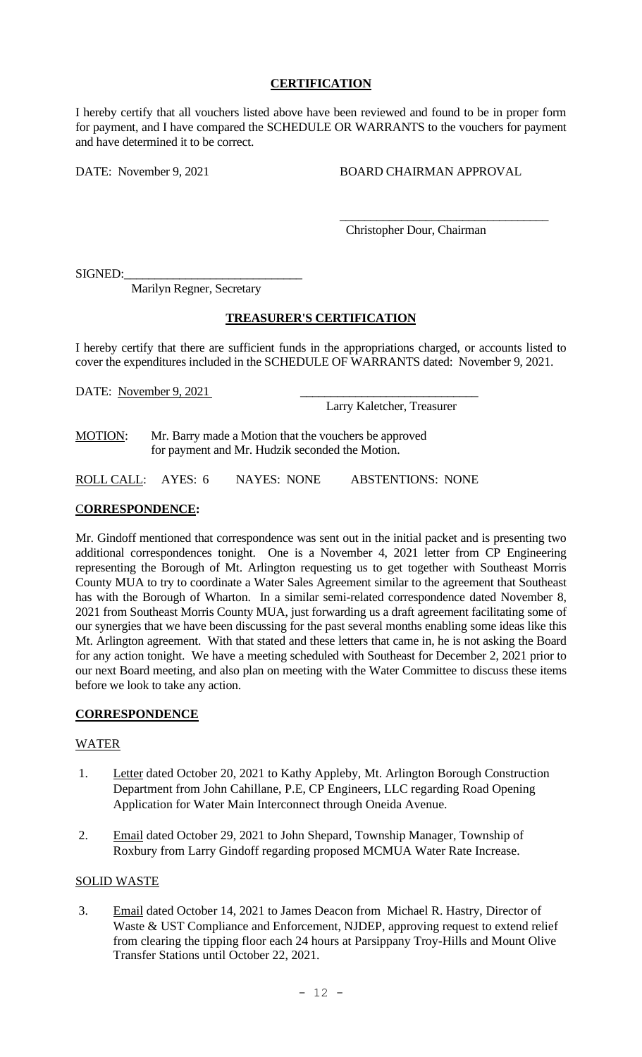## **CERTIFICATION**

I hereby certify that all vouchers listed above have been reviewed and found to be in proper form for payment, and I have compared the SCHEDULE OR WARRANTS to the vouchers for payment and have determined it to be correct.

DATE: November 9, 2021 BOARD CHAIRMAN APPROVAL

\_\_\_\_\_\_\_\_\_\_\_\_\_\_\_\_\_\_\_\_\_\_\_\_\_\_\_\_\_\_\_\_\_\_
Christopher Dour, Chairman

SIGNED:\_\_\_\_\_\_\_\_\_\_\_\_\_\_\_\_\_\_\_\_\_\_\_\_\_\_\_\_\_
Marilyn Regner, Secretary

## **TREASURER'S CERTIFICATION**

I hereby certify that there are sufficient funds in the appropriations charged, or accounts listed to cover the expenditures included in the SCHEDULE OF WARRANTS dated: November 9, 2021.

DATE: November 9, 2021 \_\_\_\_\_\_\_\_\_\_\_\_\_\_\_\_\_\_\_\_\_\_\_\_\_\_\_\_\_
Larry Kaletcher, Treasurer

MOTION: Mr. Barry made a Motion that the vouchers be approved for payment and Mr. Hudzik seconded the Motion.

ROLL CALL: AYES: 6 NAYES: NONE ABSTENTIONS: NONE

**CORRESPONDENCE:**

Mr. Gindoff mentioned that correspondence was sent out in the initial packet and is presenting two additional correspondences tonight. One is a November 4, 2021 letter from CP Engineering representing the Borough of Mt. Arlington requesting us to get together with Southeast Morris County MUA to try to coordinate a Water Sales Agreement similar to the agreement that Southeast has with the Borough of Wharton. In a similar semi-related correspondence dated November 8, 2021 from Southeast Morris County MUA, just forwarding us a draft agreement facilitating some of our synergies that we have been discussing for the past several months enabling some ideas like this Mt. Arlington agreement. With that stated and these letters that came in, he is not asking the Board for any action tonight. We have a meeting scheduled with Southeast for December 2, 2021 prior to our next Board meeting, and also plan on meeting with the Water Committee to discuss these items before we look to take any action.

**CORRESPONDENCE**

WATER

1. Letter dated October 20, 2021 to Kathy Appleby, Mt. Arlington Borough Construction Department from John Cahillane, P.E, CP Engineers, LLC regarding Road Opening Application for Water Main Interconnect through Oneida Avenue.

2. Email dated October 29, 2021 to John Shepard, Township Manager, Township of Roxbury from Larry Gindoff regarding proposed MCMUA Water Rate Increase.

SOLID WASTE

3. Email dated October 14, 2021 to James Deacon from Michael R. Hastry, Director of Waste & UST Compliance and Enforcement, NJDEP, approving request to extend relief from clearing the tipping floor each 24 hours at Parsippany Troy-Hills and Mount Olive Transfer Stations until October 22, 2021.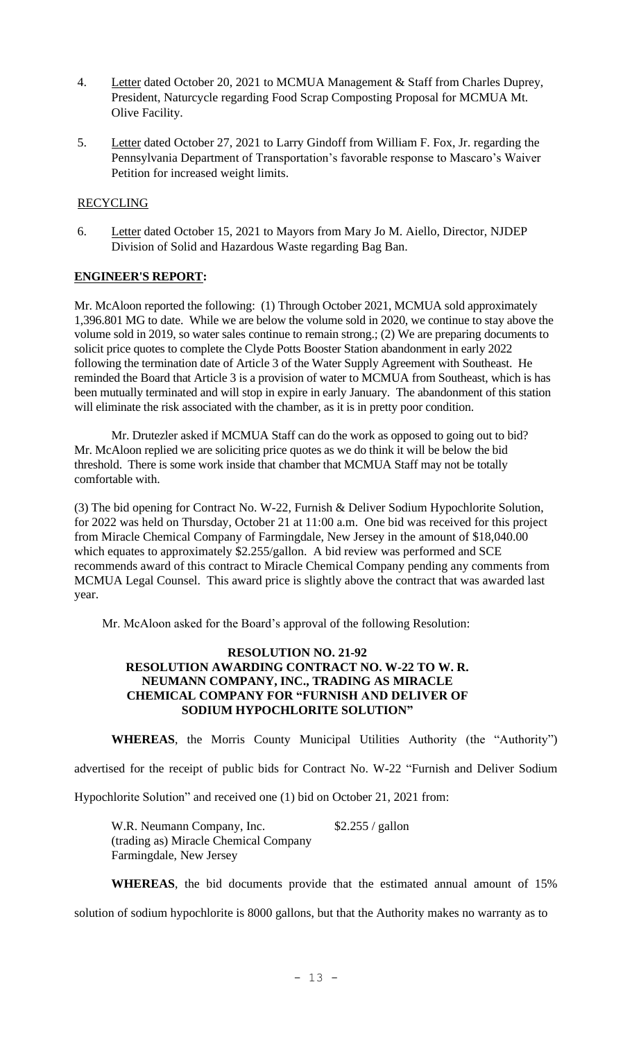4. <u>Letter</u> dated October 20, 2021 to MCMUA Management & Staff from Charles Duprey, President, Naturcycle regarding Food Scrap Composting Proposal for MCMUA Mt. Olive Facility.

5. <u>Letter</u> dated October 27, 2021 to Larry Gindoff from William F. Fox, Jr. regarding the Pennsylvania Department of Transportation's favorable response to Mascaro's Waiver Petition for increased weight limits.

<u>RECYCLING</u>

6. <u>Letter</u> dated October 15, 2021 to Mayors from Mary Jo M. Aiello, Director, NJDEP Division of Solid and Hazardous Waste regarding Bag Ban.

**<u>ENGINEER'S REPORT:</u>**

Mr. McAloon reported the following: (1) Through October 2021, MCMUA sold approximately 1,396.801 MG to date. While we are below the volume sold in 2020, we continue to stay above the volume sold in 2019, so water sales continue to remain strong.; (2) We are preparing documents to solicit price quotes to complete the Clyde Potts Booster Station abandonment in early 2022 following the termination date of Article 3 of the Water Supply Agreement with Southeast. He reminded the Board that Article 3 is a provision of water to MCMUA from Southeast, which is has been mutually terminated and will stop in expire in early January. The abandonment of this station will eliminate the risk associated with the chamber, as it is in pretty poor condition.

Mr. Drutezler asked if MCMUA Staff can do the work as opposed to going out to bid? Mr. McAloon replied we are soliciting price quotes as we do think it will be below the bid threshold. There is some work inside that chamber that MCMUA Staff may not be totally comfortable with.

(3) The bid opening for Contract No. W-22, Furnish & Deliver Sodium Hypochlorite Solution, for 2022 was held on Thursday, October 21 at 11:00 a.m. One bid was received for this project from Miracle Chemical Company of Farmingdale, New Jersey in the amount of $18,040.00 which equates to approximately $2.255/gallon. A bid review was performed and SCE recommends award of this contract to Miracle Chemical Company pending any comments from MCMUA Legal Counsel. This award price is slightly above the contract that was awarded last year.

Mr. McAloon asked for the Board's approval of the following Resolution:

**RESOLUTION NO. 21-92**
**RESOLUTION AWARDING CONTRACT NO. W-22 TO W. R. NEUMANN COMPANY, INC., TRADING AS MIRACLE CHEMICAL COMPANY FOR "FURNISH AND DELIVER OF SODIUM HYPOCHLORITE SOLUTION"**

**WHEREAS**, the Morris County Municipal Utilities Authority (the "Authority") advertised for the receipt of public bids for Contract No. W-22 "Furnish and Deliver Sodium Hypochlorite Solution" and received one (1) bid on October 21, 2021 from:

W.R. Neumann Company, Inc. $2.255 / gallon
(trading as) Miracle Chemical Company
Farmingdale, New Jersey

**WHEREAS**, the bid documents provide that the estimated annual amount of 15% solution of sodium hypochlorite is 8000 gallons, but that the Authority makes no warranty as to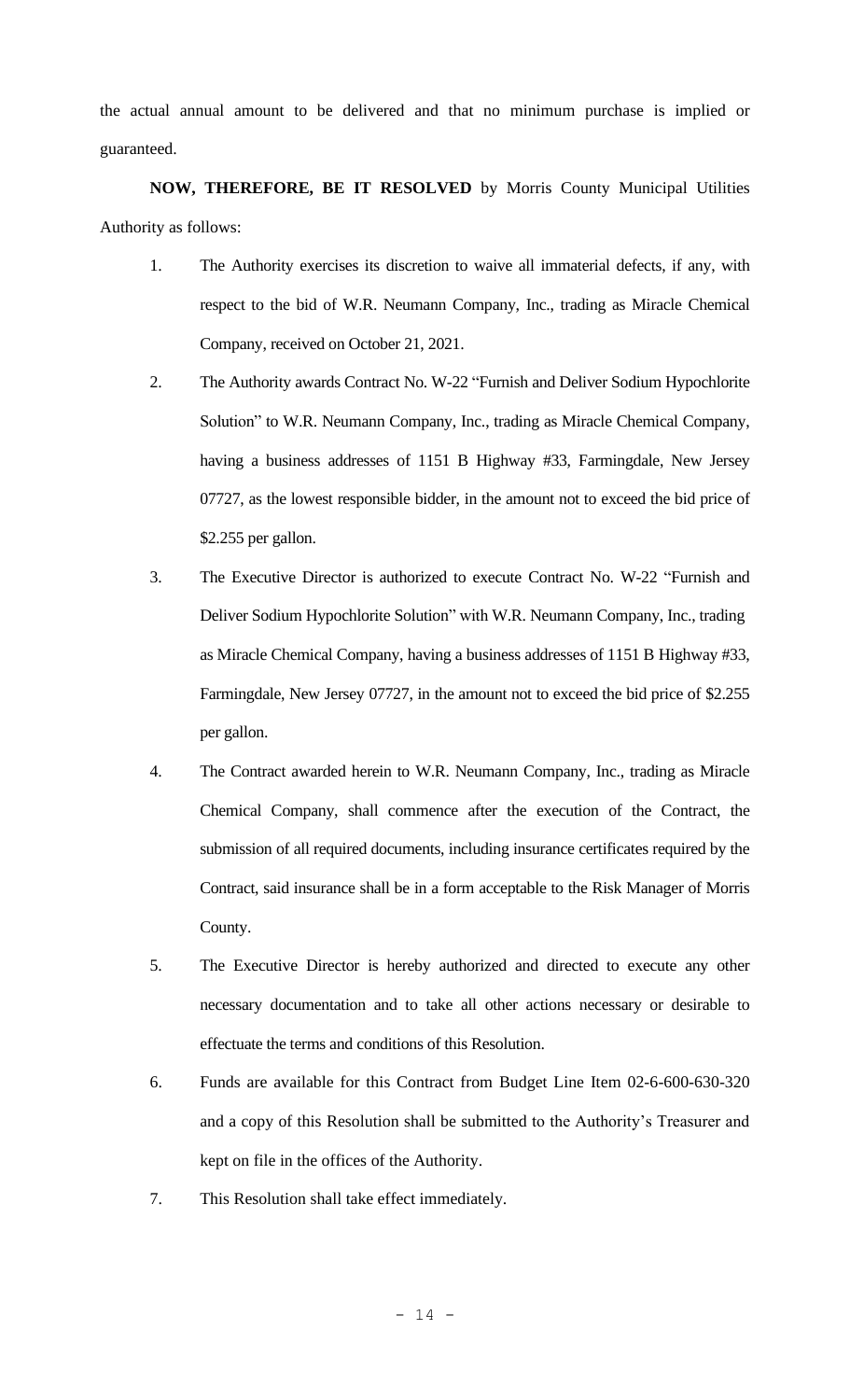the actual annual amount to be delivered and that no minimum purchase is implied or guaranteed.

**NOW, THEREFORE, BE IT RESOLVED** by Morris County Municipal Utilities Authority as follows:

1. The Authority exercises its discretion to waive all immaterial defects, if any, with respect to the bid of W.R. Neumann Company, Inc., trading as Miracle Chemical Company, received on October 21, 2021.

2. The Authority awards Contract No. W-22 "Furnish and Deliver Sodium Hypochlorite Solution" to W.R. Neumann Company, Inc., trading as Miracle Chemical Company, having a business addresses of 1151 B Highway #33, Farmingdale, New Jersey 07727, as the lowest responsible bidder, in the amount not to exceed the bid price of $2.255 per gallon.

3. The Executive Director is authorized to execute Contract No. W-22 "Furnish and Deliver Sodium Hypochlorite Solution" with W.R. Neumann Company, Inc., trading as Miracle Chemical Company, having a business addresses of 1151 B Highway #33, Farmingdale, New Jersey 07727, in the amount not to exceed the bid price of $2.255 per gallon.

4. The Contract awarded herein to W.R. Neumann Company, Inc., trading as Miracle Chemical Company, shall commence after the execution of the Contract, the submission of all required documents, including insurance certificates required by the Contract, said insurance shall be in a form acceptable to the Risk Manager of Morris County.

5. The Executive Director is hereby authorized and directed to execute any other necessary documentation and to take all other actions necessary or desirable to effectuate the terms and conditions of this Resolution.

6. Funds are available for this Contract from Budget Line Item 02-6-600-630-320 and a copy of this Resolution shall be submitted to the Authority's Treasurer and kept on file in the offices of the Authority.

7. This Resolution shall take effect immediately.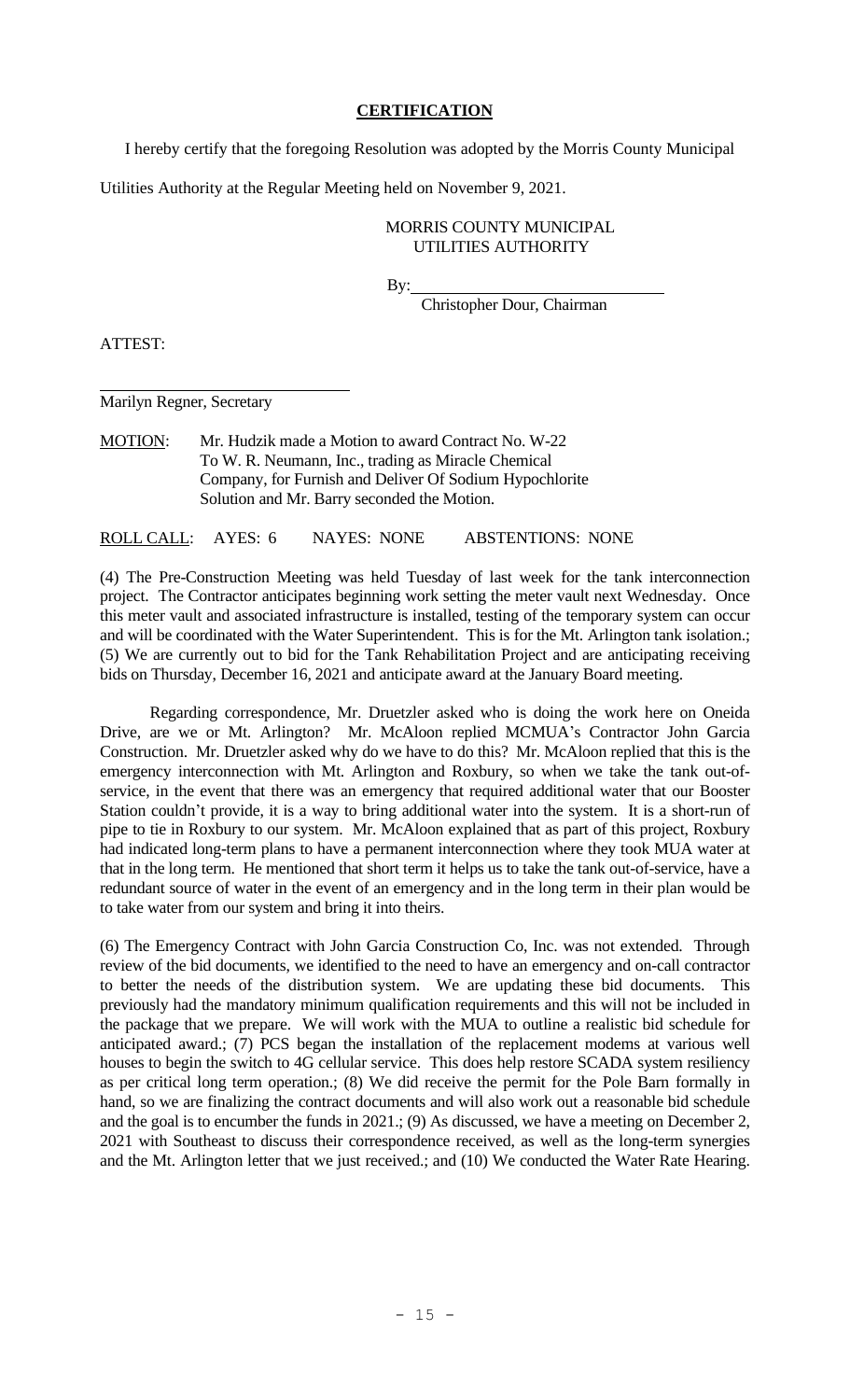**CERTIFICATION**

I hereby certify that the foregoing Resolution was adopted by the Morris County Municipal Utilities Authority at the Regular Meeting held on November 9, 2021.

MORRIS COUNTY MUNICIPAL UTILITIES AUTHORITY

By: ______________________________
Christopher Dour, Chairman

ATTEST:

______________________________
Marilyn Regner, Secretary

MOTION: Mr. Hudzik made a Motion to award Contract No. W-22 To W. R. Neumann, Inc., trading as Miracle Chemical Company, for Furnish and Deliver Of Sodium Hypochlorite Solution and Mr. Barry seconded the Motion.

ROLL CALL: AYES: 6 NAYES: NONE ABSTENTIONS: NONE

(4) The Pre-Construction Meeting was held Tuesday of last week for the tank interconnection project. The Contractor anticipates beginning work setting the meter vault next Wednesday. Once this meter vault and associated infrastructure is installed, testing of the temporary system can occur and will be coordinated with the Water Superintendent. This is for the Mt. Arlington tank isolation.; (5) We are currently out to bid for the Tank Rehabilitation Project and are anticipating receiving bids on Thursday, December 16, 2021 and anticipate award at the January Board meeting.

Regarding correspondence, Mr. Druetzler asked who is doing the work here on Oneida Drive, are we or Mt. Arlington? Mr. McAloon replied MCMUA's Contractor John Garcia Construction. Mr. Druetzler asked why do we have to do this? Mr. McAloon replied that this is the emergency interconnection with Mt. Arlington and Roxbury, so when we take the tank out-of-service, in the event that there was an emergency that required additional water that our Booster Station couldn't provide, it is a way to bring additional water into the system. It is a short-run of pipe to tie in Roxbury to our system. Mr. McAloon explained that as part of this project, Roxbury had indicated long-term plans to have a permanent interconnection where they took MUA water at that in the long term. He mentioned that short term it helps us to take the tank out-of-service, have a redundant source of water in the event of an emergency and in the long term in their plan would be to take water from our system and bring it into theirs.

(6) The Emergency Contract with John Garcia Construction Co, Inc. was not extended. Through review of the bid documents, we identified to the need to have an emergency and on-call contractor to better the needs of the distribution system. We are updating these bid documents. This previously had the mandatory minimum qualification requirements and this will not be included in the package that we prepare. We will work with the MUA to outline a realistic bid schedule for anticipated award.; (7) PCS began the installation of the replacement modems at various well houses to begin the switch to 4G cellular service. This does help restore SCADA system resiliency as per critical long term operation.; (8) We did receive the permit for the Pole Barn formally in hand, so we are finalizing the contract documents and will also work out a reasonable bid schedule and the goal is to encumber the funds in 2021.; (9) As discussed, we have a meeting on December 2, 2021 with Southeast to discuss their correspondence received, as well as the long-term synergies and the Mt. Arlington letter that we just received.; and (10) We conducted the Water Rate Hearing.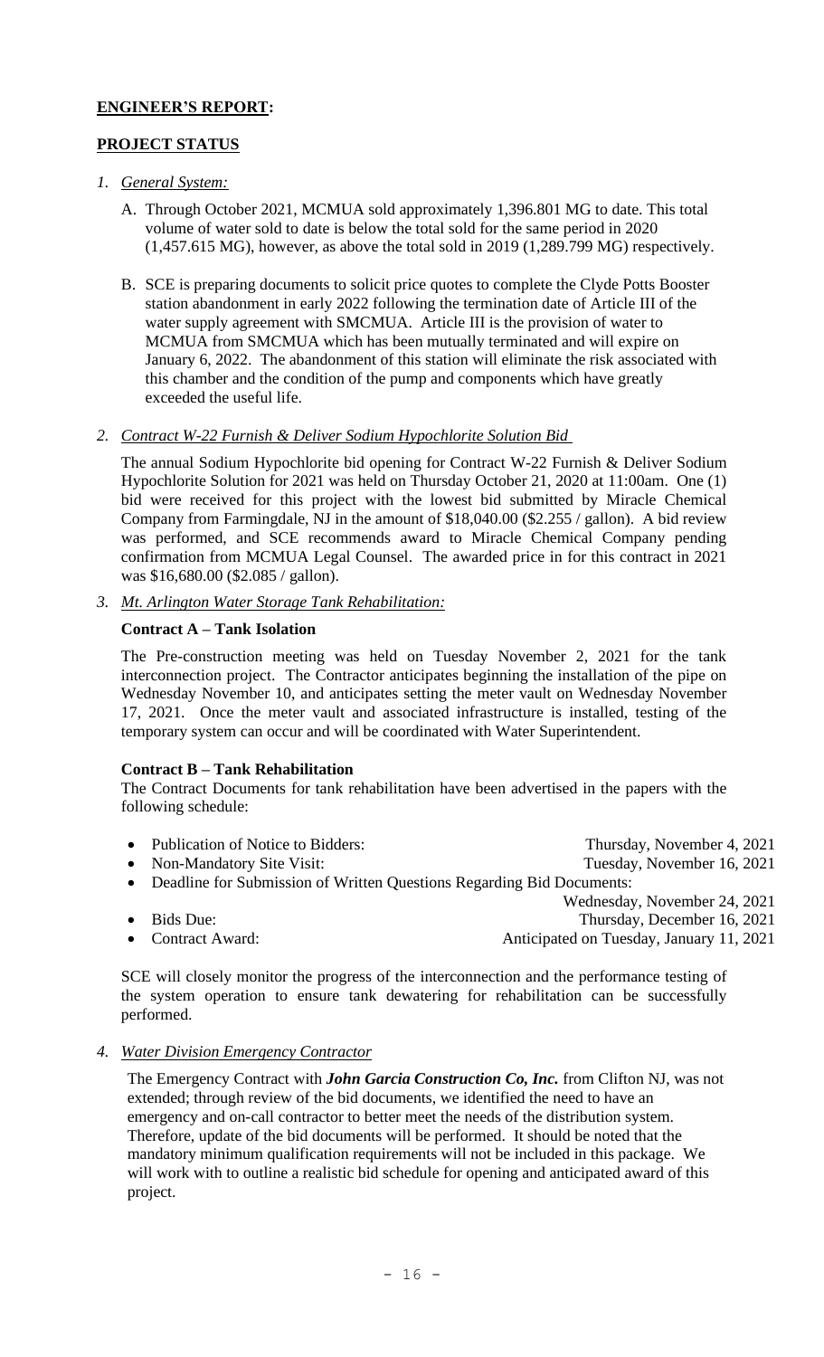**ENGINEER'S REPORT:**

**PROJECT STATUS**

1. *General System:*

   A. Through October 2021, MCMUA sold approximately 1,396.801 MG to date. This total volume of water sold to date is below the total sold for the same period in 2020 (1,457.615 MG), however, as above the total sold in 2019 (1,289.799 MG) respectively.

   B. SCE is preparing documents to solicit price quotes to complete the Clyde Potts Booster station abandonment in early 2022 following the termination date of Article III of the water supply agreement with SMCMUA. Article III is the provision of water to MCMUA from SMCMUA which has been mutually terminated and will expire on January 6, 2022. The abandonment of this station will eliminate the risk associated with this chamber and the condition of the pump and components which have greatly exceeded the useful life.

2. *Contract W-22 Furnish & Deliver Sodium Hypochlorite Solution Bid*

   The annual Sodium Hypochlorite bid opening for Contract W-22 Furnish & Deliver Sodium Hypochlorite Solution for 2021 was held on Thursday October 21, 2020 at 11:00am. One (1) bid were received for this project with the lowest bid submitted by Miracle Chemical Company from Farmingdale, NJ in the amount of $18,040.00 ($2.255 / gallon). A bid review was performed, and SCE recommends award to Miracle Chemical Company pending confirmation from MCMUA Legal Counsel. The awarded price in for this contract in 2021 was $16,680.00 ($2.085 / gallon).

3. *Mt. Arlington Water Storage Tank Rehabilitation:*

   **Contract A – Tank Isolation**

   The Pre-construction meeting was held on Tuesday November 2, 2021 for the tank interconnection project. The Contractor anticipates beginning the installation of the pipe on Wednesday November 10, and anticipates setting the meter vault on Wednesday November 17, 2021. Once the meter vault and associated infrastructure is installed, testing of the temporary system can occur and will be coordinated with Water Superintendent.

   **Contract B – Tank Rehabilitation**

   The Contract Documents for tank rehabilitation have been advertised in the papers with the following schedule:

   - Publication of Notice to Bidders: Thursday, November 4, 2021
   - Non-Mandatory Site Visit: Tuesday, November 16, 2021
   - Deadline for Submission of Written Questions Regarding Bid Documents: Wednesday, November 24, 2021
   - Bids Due: Thursday, December 16, 2021
   - Contract Award: Anticipated on Tuesday, January 11, 2021

   SCE will closely monitor the progress of the interconnection and the performance testing of the system operation to ensure tank dewatering for rehabilitation can be successfully performed.

4. *Water Division Emergency Contractor*

   The Emergency Contract with ***John Garcia Construction Co, Inc.*** from Clifton NJ, was not extended; through review of the bid documents, we identified the need to have an emergency and on-call contractor to better meet the needs of the distribution system. Therefore, update of the bid documents will be performed. It should be noted that the mandatory minimum qualification requirements will not be included in this package. We will work with to outline a realistic bid schedule for opening and anticipated award of this project.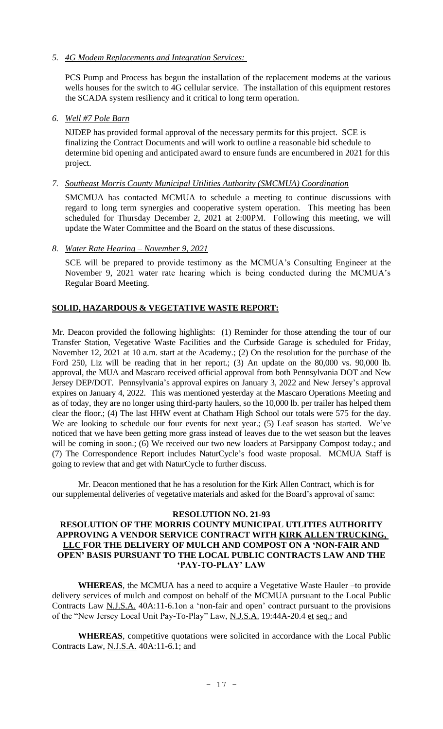5. *4G Modem Replacements and Integration Services:*

   PCS Pump and Process has begun the installation of the replacement modems at the various wells houses for the switch to 4G cellular service. The installation of this equipment restores the SCADA system resiliency and it critical to long term operation.

6. *Well #7 Pole Barn*

   NJDEP has provided formal approval of the necessary permits for this project. SCE is finalizing the Contract Documents and will work to outline a reasonable bid schedule to determine bid opening and anticipated award to ensure funds are encumbered in 2021 for this project.

7. *Southeast Morris County Municipal Utilities Authority (SMCMUA) Coordination*

   SMCMUA has contacted MCMUA to schedule a meeting to continue discussions with regard to long term synergies and cooperative system operation. This meeting has been scheduled for Thursday December 2, 2021 at 2:00PM. Following this meeting, we will update the Water Committee and the Board on the status of these discussions.

8. *Water Rate Hearing – November 9, 2021*

   SCE will be prepared to provide testimony as the MCMUA's Consulting Engineer at the November 9, 2021 water rate hearing which is being conducted during the MCMUA's Regular Board Meeting.

**SOLID, HAZARDOUS & VEGETATIVE WASTE REPORT:**

Mr. Deacon provided the following highlights: (1) Reminder for those attending the tour of our Transfer Station, Vegetative Waste Facilities and the Curbside Garage is scheduled for Friday, November 12, 2021 at 10 a.m. start at the Academy.; (2) On the resolution for the purchase of the Ford 250, Liz will be reading that in her report.; (3) An update on the 80,000 vs. 90,000 lb. approval, the MUA and Mascaro received official approval from both Pennsylvania DOT and New Jersey DEP/DOT. Pennsylvania's approval expires on January 3, 2022 and New Jersey's approval expires on January 4, 2022. This was mentioned yesterday at the Mascaro Operations Meeting and as of today, they are no longer using third-party haulers, so the 10,000 lb. per trailer has helped them clear the floor.; (4) The last HHW event at Chatham High School our totals were 575 for the day. We are looking to schedule our four events for next year.; (5) Leaf season has started. We've noticed that we have been getting more grass instead of leaves due to the wet season but the leaves will be coming in soon.; (6) We received our two new loaders at Parsippany Compost today.; and (7) The Correspondence Report includes NaturCycle's food waste proposal. MCMUA Staff is going to review that and get with NaturCycle to further discuss.

Mr. Deacon mentioned that he has a resolution for the Kirk Allen Contract, which is for our supplemental deliveries of vegetative materials and asked for the Board's approval of same:

**RESOLUTION NO. 21-93**
**RESOLUTION OF THE MORRIS COUNTY MUNICIPAL UTLITIES AUTHORITY APPROVING A VENDOR SERVICE CONTRACT WITH KIRK ALLEN TRUCKING, LLC FOR THE DELIVERY OF MULCH AND COMPOST ON A 'NON-FAIR AND OPEN' BASIS PURSUANT TO THE LOCAL PUBLIC CONTRACTS LAW AND THE 'PAY-TO-PLAY' LAW**

**WHEREAS**, the MCMUA has a need to acquire a Vegetative Waste Hauler –to provide delivery services of mulch and compost on behalf of the MCMUA pursuant to the Local Public Contracts Law N.J.S.A. 40A:11-6.1on a 'non-fair and open' contract pursuant to the provisions of the "New Jersey Local Unit Pay-To-Play" Law, N.J.S.A. 19:44A-20.4 et seq.; and

**WHEREAS**, competitive quotations were solicited in accordance with the Local Public Contracts Law, N.J.S.A. 40A:11-6.1; and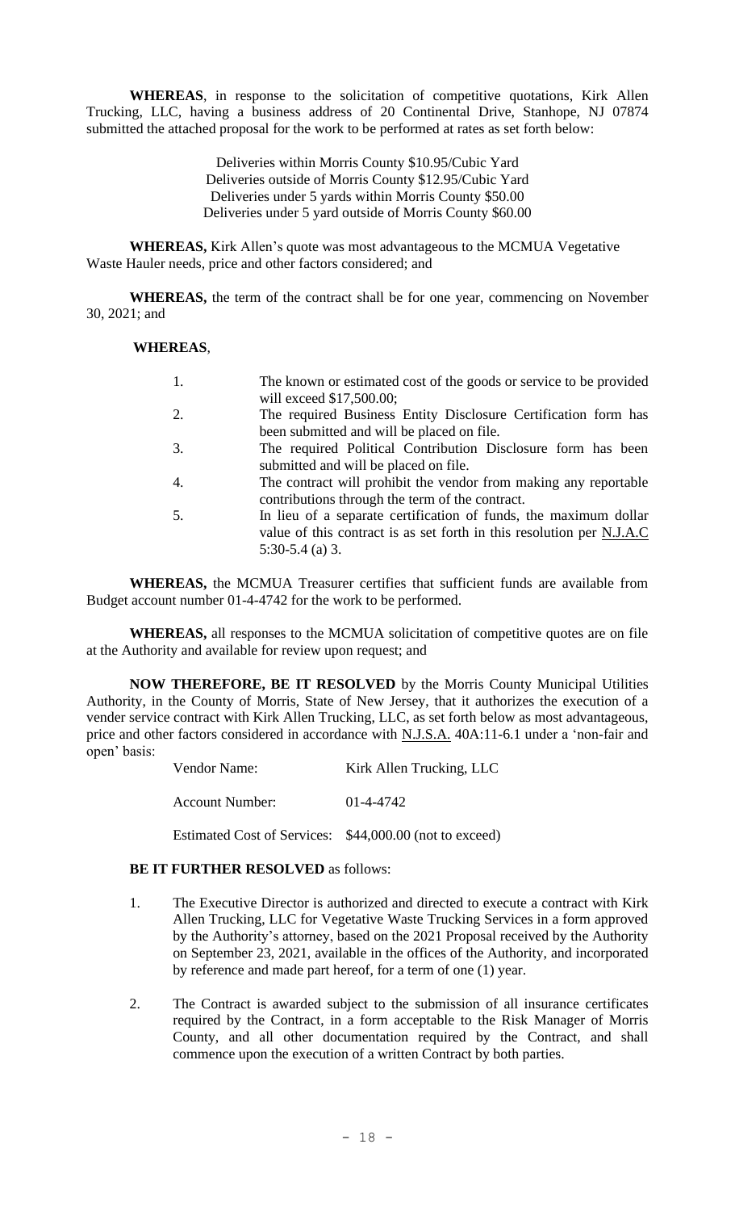**WHEREAS**, in response to the solicitation of competitive quotations, Kirk Allen Trucking, LLC, having a business address of 20 Continental Drive, Stanhope, NJ 07874 submitted the attached proposal for the work to be performed at rates as set forth below:

Deliveries within Morris County $10.95/Cubic Yard
Deliveries outside of Morris County $12.95/Cubic Yard
Deliveries under 5 yards within Morris County $50.00
Deliveries under 5 yard outside of Morris County $60.00

**WHEREAS,** Kirk Allen's quote was most advantageous to the MCMUA Vegetative Waste Hauler needs, price and other factors considered; and

**WHEREAS,** the term of the contract shall be for one year, commencing on November 30, 2021; and

**WHEREAS**,

1. The known or estimated cost of the goods or service to be provided will exceed $17,500.00;
2. The required Business Entity Disclosure Certification form has been submitted and will be placed on file.
3. The required Political Contribution Disclosure form has been submitted and will be placed on file.
4. The contract will prohibit the vendor from making any reportable contributions through the term of the contract.
5. In lieu of a separate certification of funds, the maximum dollar value of this contract is as set forth in this resolution per N.J.A.C 5:30-5.4 (a) 3.

**WHEREAS,** the MCMUA Treasurer certifies that sufficient funds are available from Budget account number 01-4-4742 for the work to be performed.

**WHEREAS,** all responses to the MCMUA solicitation of competitive quotes are on file at the Authority and available for review upon request; and

**NOW THEREFORE, BE IT RESOLVED** by the Morris County Municipal Utilities Authority, in the County of Morris, State of New Jersey, that it authorizes the execution of a vender service contract with Kirk Allen Trucking, LLC, as set forth below as most advantageous, price and other factors considered in accordance with N.J.S.A. 40A:11-6.1 under a 'non-fair and open' basis:

Vendor Name: Kirk Allen Trucking, LLC

Account Number: 01-4-4742

Estimated Cost of Services: $44,000.00 (not to exceed)

**BE IT FURTHER RESOLVED** as follows:

1. The Executive Director is authorized and directed to execute a contract with Kirk Allen Trucking, LLC for Vegetative Waste Trucking Services in a form approved by the Authority's attorney, based on the 2021 Proposal received by the Authority on September 23, 2021, available in the offices of the Authority, and incorporated by reference and made part hereof, for a term of one (1) year.
2. The Contract is awarded subject to the submission of all insurance certificates required by the Contract, in a form acceptable to the Risk Manager of Morris County, and all other documentation required by the Contract, and shall commence upon the execution of a written Contract by both parties.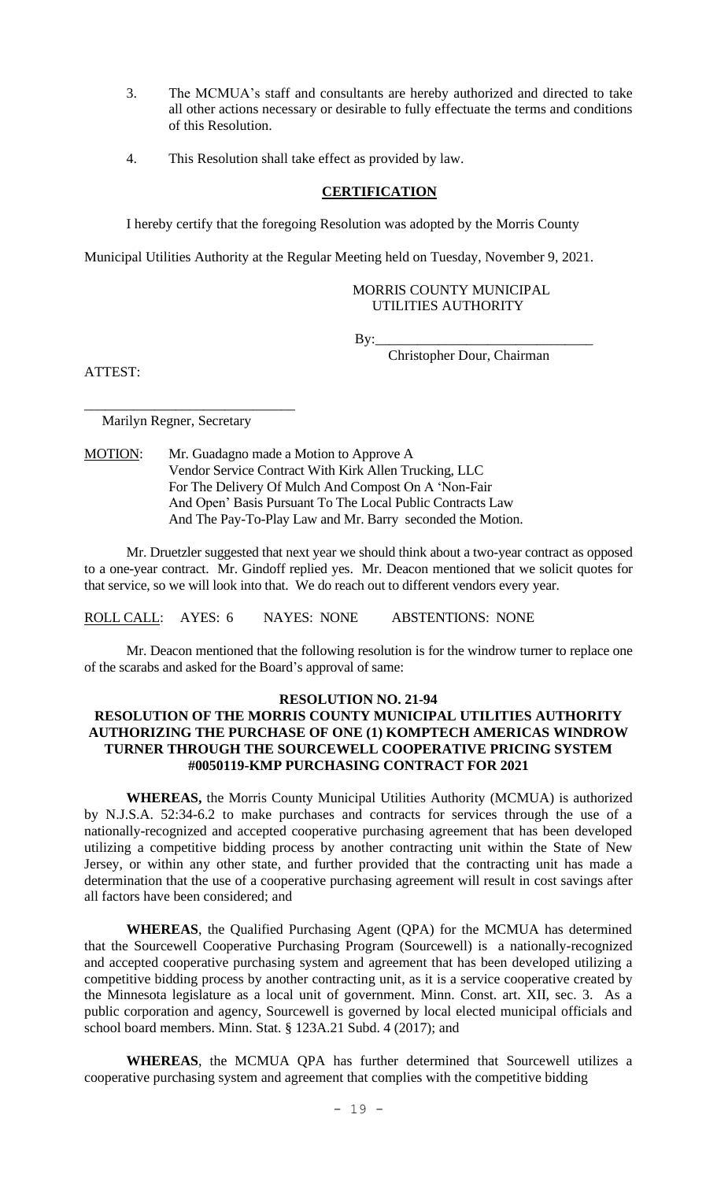3. The MCMUA's staff and consultants are hereby authorized and directed to take all other actions necessary or desirable to fully effectuate the terms and conditions of this Resolution.

4. This Resolution shall take effect as provided by law.

**CERTIFICATION**

I hereby certify that the foregoing Resolution was adopted by the Morris County Municipal Utilities Authority at the Regular Meeting held on Tuesday, November 9, 2021.

MORRIS COUNTY MUNICIPAL UTILITIES AUTHORITY

By:______________________________
Christopher Dour, Chairman

ATTEST:

______________________________
Marilyn Regner, Secretary

MOTION: Mr. Guadagno made a Motion to Approve A Vendor Service Contract With Kirk Allen Trucking, LLC For The Delivery Of Mulch And Compost On A 'Non-Fair And Open' Basis Pursuant To The Local Public Contracts Law And The Pay-To-Play Law and Mr. Barry seconded the Motion.

Mr. Druetzler suggested that next year we should think about a two-year contract as opposed to a one-year contract. Mr. Gindoff replied yes. Mr. Deacon mentioned that we solicit quotes for that service, so we will look into that. We do reach out to different vendors every year.

ROLL CALL: AYES: 6 NAYES: NONE ABSTENTIONS: NONE

Mr. Deacon mentioned that the following resolution is for the windrow turner to replace one of the scarabs and asked for the Board's approval of same:

**RESOLUTION NO. 21-94**

**RESOLUTION OF THE MORRIS COUNTY MUNICIPAL UTILITIES AUTHORITY AUTHORIZING THE PURCHASE OF ONE (1) KOMPTECH AMERICAS WINDROW TURNER THROUGH THE SOURCEWELL COOPERATIVE PRICING SYSTEM #0050119-KMP PURCHASING CONTRACT FOR 2021**

**WHEREAS,** the Morris County Municipal Utilities Authority (MCMUA) is authorized by N.J.S.A. 52:34-6.2 to make purchases and contracts for services through the use of a nationally-recognized and accepted cooperative purchasing agreement that has been developed utilizing a competitive bidding process by another contracting unit within the State of New Jersey, or within any other state, and further provided that the contracting unit has made a determination that the use of a cooperative purchasing agreement will result in cost savings after all factors have been considered; and

**WHEREAS**, the Qualified Purchasing Agent (QPA) for the MCMUA has determined that the Sourcewell Cooperative Purchasing Program (Sourcewell) is a nationally-recognized and accepted cooperative purchasing system and agreement that has been developed utilizing a competitive bidding process by another contracting unit, as it is a service cooperative created by the Minnesota legislature as a local unit of government. Minn. Const. art. XII, sec. 3. As a public corporation and agency, Sourcewell is governed by local elected municipal officials and school board members. Minn. Stat. § 123A.21 Subd. 4 (2017); and

**WHEREAS**, the MCMUA QPA has further determined that Sourcewell utilizes a cooperative purchasing system and agreement that complies with the competitive bidding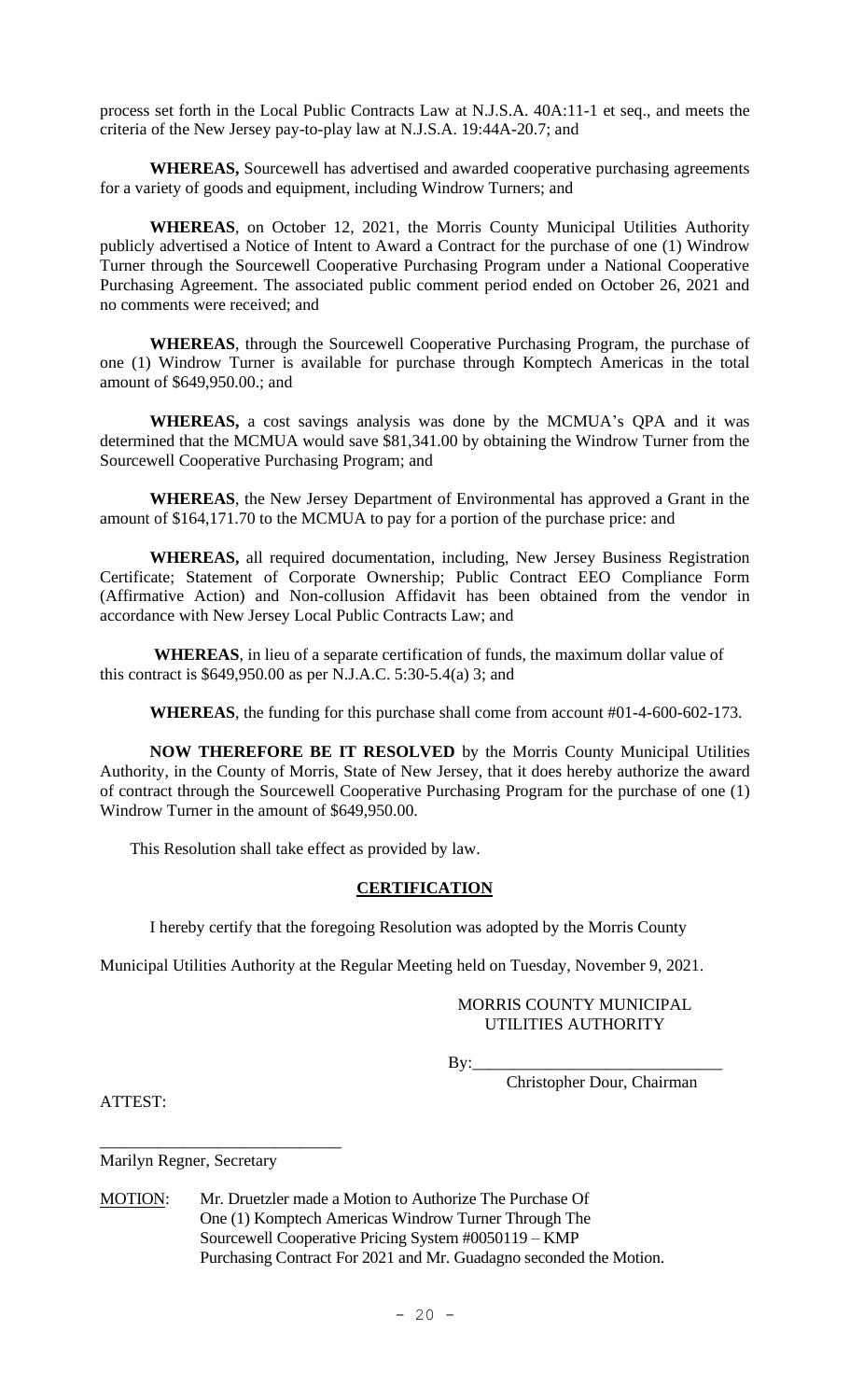process set forth in the Local Public Contracts Law at N.J.S.A. 40A:11-1 et seq., and meets the criteria of the New Jersey pay-to-play law at N.J.S.A. 19:44A-20.7; and

**WHEREAS,** Sourcewell has advertised and awarded cooperative purchasing agreements for a variety of goods and equipment, including Windrow Turners; and

**WHEREAS**, on October 12, 2021, the Morris County Municipal Utilities Authority publicly advertised a Notice of Intent to Award a Contract for the purchase of one (1) Windrow Turner through the Sourcewell Cooperative Purchasing Program under a National Cooperative Purchasing Agreement. The associated public comment period ended on October 26, 2021 and no comments were received; and

**WHEREAS**, through the Sourcewell Cooperative Purchasing Program, the purchase of one (1) Windrow Turner is available for purchase through Komptech Americas in the total amount of $649,950.00.; and

**WHEREAS,** a cost savings analysis was done by the MCMUA's QPA and it was determined that the MCMUA would save $81,341.00 by obtaining the Windrow Turner from the Sourcewell Cooperative Purchasing Program; and

**WHEREAS**, the New Jersey Department of Environmental has approved a Grant in the amount of $164,171.70 to the MCMUA to pay for a portion of the purchase price: and

**WHEREAS,** all required documentation, including, New Jersey Business Registration Certificate; Statement of Corporate Ownership; Public Contract EEO Compliance Form (Affirmative Action) and Non-collusion Affidavit has been obtained from the vendor in accordance with New Jersey Local Public Contracts Law; and

**WHEREAS**, in lieu of a separate certification of funds, the maximum dollar value of this contract is $649,950.00 as per N.J.A.C. 5:30-5.4(a) 3; and

**WHEREAS**, the funding for this purchase shall come from account #01-4-600-602-173.

**NOW THEREFORE BE IT RESOLVED** by the Morris County Municipal Utilities Authority, in the County of Morris, State of New Jersey, that it does hereby authorize the award of contract through the Sourcewell Cooperative Purchasing Program for the purchase of one (1) Windrow Turner in the amount of $649,950.00.

This Resolution shall take effect as provided by law.

**CERTIFICATION**

I hereby certify that the foregoing Resolution was adopted by the Morris County Municipal Utilities Authority at the Regular Meeting held on Tuesday, November 9, 2021.

MORRIS COUNTY MUNICIPAL UTILITIES AUTHORITY

By:_____________________________
Christopher Dour, Chairman

ATTEST:

_____________________________
Marilyn Regner, Secretary

MOTION: Mr. Druetzler made a Motion to Authorize The Purchase Of One (1) Komptech Americas Windrow Turner Through The Sourcewell Cooperative Pricing System #0050119 – KMP Purchasing Contract For 2021 and Mr. Guadagno seconded the Motion.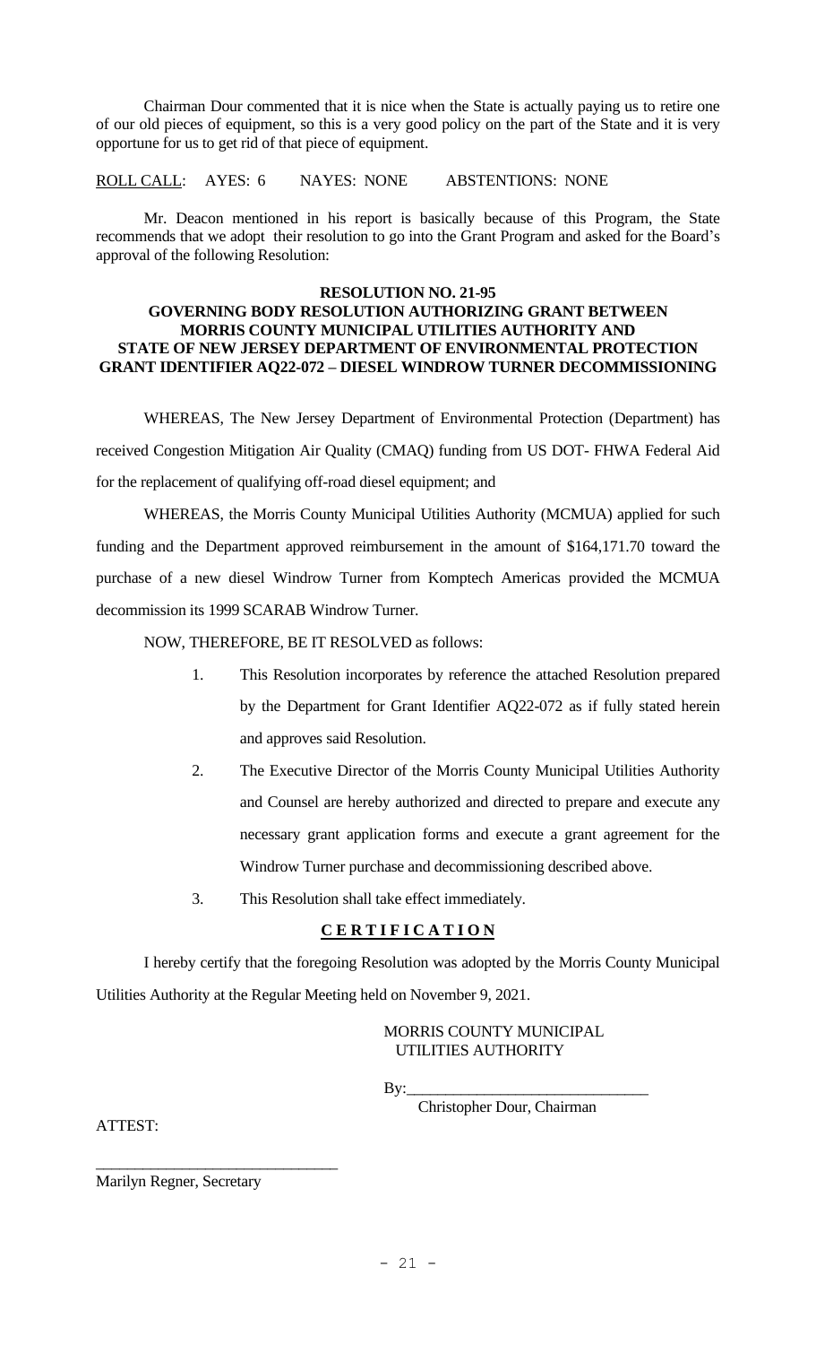Chairman Dour commented that it is nice when the State is actually paying us to retire one of our old pieces of equipment, so this is a very good policy on the part of the State and it is very opportune for us to get rid of that piece of equipment.

ROLL CALL: AYES: 6 NAYES: NONE ABSTENTIONS: NONE

Mr. Deacon mentioned in his report is basically because of this Program, the State recommends that we adopt their resolution to go into the Grant Program and asked for the Board's approval of the following Resolution:

**RESOLUTION NO. 21-95**
**GOVERNING BODY RESOLUTION AUTHORIZING GRANT BETWEEN MORRIS COUNTY MUNICIPAL UTILITIES AUTHORITY AND STATE OF NEW JERSEY DEPARTMENT OF ENVIRONMENTAL PROTECTION GRANT IDENTIFIER AQ22-072 – DIESEL WINDROW TURNER DECOMMISSIONING**

WHEREAS, The New Jersey Department of Environmental Protection (Department) has received Congestion Mitigation Air Quality (CMAQ) funding from US DOT- FHWA Federal Aid for the replacement of qualifying off-road diesel equipment; and

WHEREAS, the Morris County Municipal Utilities Authority (MCMUA) applied for such funding and the Department approved reimbursement in the amount of $164,171.70 toward the purchase of a new diesel Windrow Turner from Komptech Americas provided the MCMUA decommission its 1999 SCARAB Windrow Turner.

NOW, THEREFORE, BE IT RESOLVED as follows:

1. This Resolution incorporates by reference the attached Resolution prepared by the Department for Grant Identifier AQ22-072 as if fully stated herein and approves said Resolution.
2. The Executive Director of the Morris County Municipal Utilities Authority and Counsel are hereby authorized and directed to prepare and execute any necessary grant application forms and execute a grant agreement for the Windrow Turner purchase and decommissioning described above.
3. This Resolution shall take effect immediately.

**C E R T I F I C A T I O N**

I hereby certify that the foregoing Resolution was adopted by the Morris County Municipal Utilities Authority at the Regular Meeting held on November 9, 2021.

MORRIS COUNTY MUNICIPAL UTILITIES AUTHORITY

By:\_\_\_\_\_\_\_\_\_\_\_\_\_\_\_\_\_\_\_\_\_\_\_\_\_\_\_\_\_\_
Christopher Dour, Chairman

ATTEST:

\_\_\_\_\_\_\_\_\_\_\_\_\_\_\_\_\_\_\_\_\_\_\_\_\_\_\_\_\_\_
Marilyn Regner, Secretary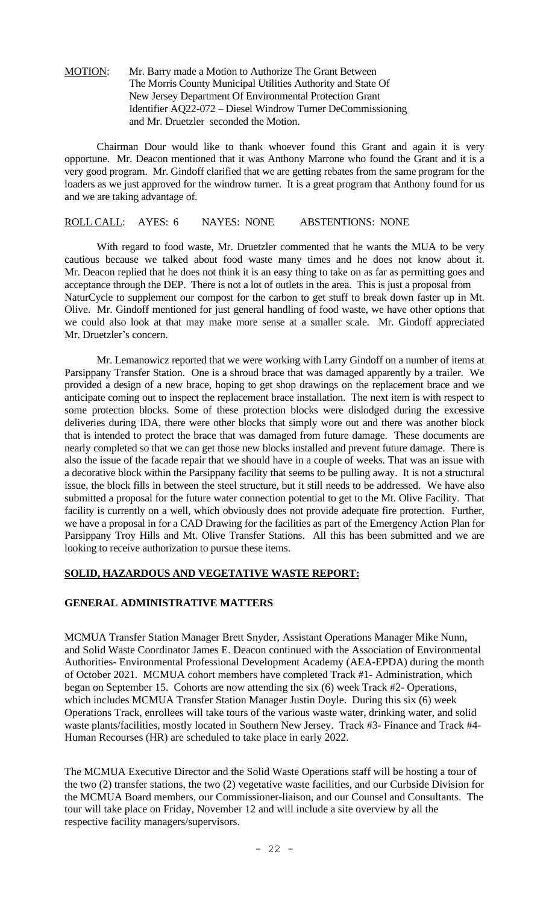<u>MOTION</u>: Mr. Barry made a Motion to Authorize The Grant Between The Morris County Municipal Utilities Authority and State Of New Jersey Department Of Environmental Protection Grant Identifier AQ22-072 – Diesel Windrow Turner DeCommissioning and Mr. Druetzler seconded the Motion.

Chairman Dour would like to thank whoever found this Grant and again it is very opportune. Mr. Deacon mentioned that it was Anthony Marrone who found the Grant and it is a very good program. Mr. Gindoff clarified that we are getting rebates from the same program for the loaders as we just approved for the windrow turner. It is a great program that Anthony found for us and we are taking advantage of.

<u>ROLL CALL</u>: AYES: 6 NAYES: NONE ABSTENTIONS: NONE

With regard to food waste, Mr. Druetzler commented that he wants the MUA to be very cautious because we talked about food waste many times and he does not know about it. Mr. Deacon replied that he does not think it is an easy thing to take on as far as permitting goes and acceptance through the DEP. There is not a lot of outlets in the area. This is just a proposal from NaturCycle to supplement our compost for the carbon to get stuff to break down faster up in Mt. Olive. Mr. Gindoff mentioned for just general handling of food waste, we have other options that we could also look at that may make more sense at a smaller scale. Mr. Gindoff appreciated Mr. Druetzler's concern.

Mr. Lemanowicz reported that we were working with Larry Gindoff on a number of items at Parsippany Transfer Station. One is a shroud brace that was damaged apparently by a trailer. We provided a design of a new brace, hoping to get shop drawings on the replacement brace and we anticipate coming out to inspect the replacement brace installation. The next item is with respect to some protection blocks. Some of these protection blocks were dislodged during the excessive deliveries during IDA, there were other blocks that simply wore out and there was another block that is intended to protect the brace that was damaged from future damage. These documents are nearly completed so that we can get those new blocks installed and prevent future damage. There is also the issue of the facade repair that we should have in a couple of weeks. That was an issue with a decorative block within the Parsippany facility that seems to be pulling away. It is not a structural issue, the block fills in between the steel structure, but it still needs to be addressed. We have also submitted a proposal for the future water connection potential to get to the Mt. Olive Facility. That facility is currently on a well, which obviously does not provide adequate fire protection. Further, we have a proposal in for a CAD Drawing for the facilities as part of the Emergency Action Plan for Parsippany Troy Hills and Mt. Olive Transfer Stations. All this has been submitted and we are looking to receive authorization to pursue these items.

## <u>SOLID, HAZARDOUS AND VEGETATIVE WASTE REPORT:</u>

### <u>GENERAL ADMINISTRATIVE MATTERS</u>

MCMUA Transfer Station Manager Brett Snyder, Assistant Operations Manager Mike Nunn, and Solid Waste Coordinator James E. Deacon continued with the Association of Environmental Authorities- Environmental Professional Development Academy (AEA-EPDA) during the month of October 2021. MCMUA cohort members have completed Track #1- Administration, which began on September 15. Cohorts are now attending the six (6) week Track #2- Operations, which includes MCMUA Transfer Station Manager Justin Doyle. During this six (6) week Operations Track, enrollees will take tours of the various waste water, drinking water, and solid waste plants/facilities, mostly located in Southern New Jersey. Track #3- Finance and Track #4- Human Recourses (HR) are scheduled to take place in early 2022.

The MCMUA Executive Director and the Solid Waste Operations staff will be hosting a tour of the two (2) transfer stations, the two (2) vegetative waste facilities, and our Curbside Division for the MCMUA Board members, our Commissioner-liaison, and our Counsel and Consultants. The tour will take place on Friday, November 12 and will include a site overview by all the respective facility managers/supervisors.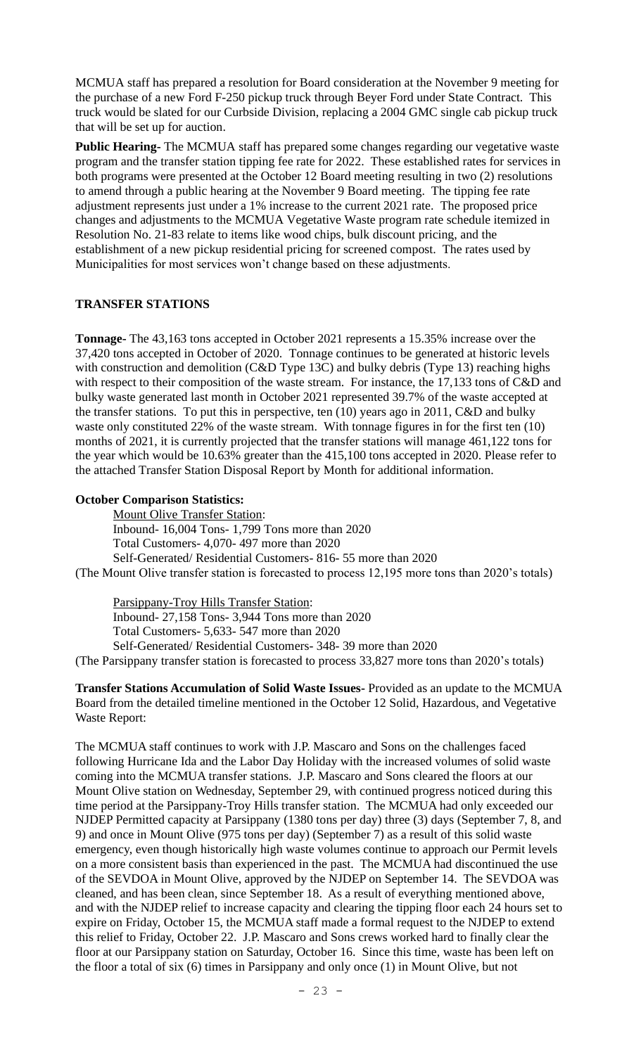MCMUA staff has prepared a resolution for Board consideration at the November 9 meeting for the purchase of a new Ford F-250 pickup truck through Beyer Ford under State Contract. This truck would be slated for our Curbside Division, replacing a 2004 GMC single cab pickup truck that will be set up for auction.

**Public Hearing-** The MCMUA staff has prepared some changes regarding our vegetative waste program and the transfer station tipping fee rate for 2022. These established rates for services in both programs were presented at the October 12 Board meeting resulting in two (2) resolutions to amend through a public hearing at the November 9 Board meeting. The tipping fee rate adjustment represents just under a 1% increase to the current 2021 rate. The proposed price changes and adjustments to the MCMUA Vegetative Waste program rate schedule itemized in Resolution No. 21-83 relate to items like wood chips, bulk discount pricing, and the establishment of a new pickup residential pricing for screened compost. The rates used by Municipalities for most services won't change based on these adjustments.

## TRANSFER STATIONS

**Tonnage-** The 43,163 tons accepted in October 2021 represents a 15.35% increase over the 37,420 tons accepted in October of 2020. Tonnage continues to be generated at historic levels with construction and demolition (C&D Type 13C) and bulky debris (Type 13) reaching highs with respect to their composition of the waste stream. For instance, the 17,133 tons of C&D and bulky waste generated last month in October 2021 represented 39.7% of the waste accepted at the transfer stations. To put this in perspective, ten (10) years ago in 2011, C&D and bulky waste only constituted 22% of the waste stream. With tonnage figures in for the first ten (10) months of 2021, it is currently projected that the transfer stations will manage 461,122 tons for the year which would be 10.63% greater than the 415,100 tons accepted in 2020. Please refer to the attached Transfer Station Disposal Report by Month for additional information.

**October Comparison Statistics:**

Mount Olive Transfer Station:
Inbound- 16,004 Tons- 1,799 Tons more than 2020
Total Customers- 4,070- 497 more than 2020
Self-Generated/ Residential Customers- 816- 55 more than 2020
(The Mount Olive transfer station is forecasted to process 12,195 more tons than 2020's totals)

Parsippany-Troy Hills Transfer Station:
Inbound- 27,158 Tons- 3,944 Tons more than 2020
Total Customers- 5,633- 547 more than 2020
Self-Generated/ Residential Customers- 348- 39 more than 2020
(The Parsippany transfer station is forecasted to process 33,827 more tons than 2020's totals)

**Transfer Stations Accumulation of Solid Waste Issues-** Provided as an update to the MCMUA Board from the detailed timeline mentioned in the October 12 Solid, Hazardous, and Vegetative Waste Report:

The MCMUA staff continues to work with J.P. Mascaro and Sons on the challenges faced following Hurricane Ida and the Labor Day Holiday with the increased volumes of solid waste coming into the MCMUA transfer stations. J.P. Mascaro and Sons cleared the floors at our Mount Olive station on Wednesday, September 29, with continued progress noticed during this time period at the Parsippany-Troy Hills transfer station. The MCMUA had only exceeded our NJDEP Permitted capacity at Parsippany (1380 tons per day) three (3) days (September 7, 8, and 9) and once in Mount Olive (975 tons per day) (September 7) as a result of this solid waste emergency, even though historically high waste volumes continue to approach our Permit levels on a more consistent basis than experienced in the past. The MCMUA had discontinued the use of the SEVDOA in Mount Olive, approved by the NJDEP on September 14. The SEVDOA was cleaned, and has been clean, since September 18. As a result of everything mentioned above, and with the NJDEP relief to increase capacity and clearing the tipping floor each 24 hours set to expire on Friday, October 15, the MCMUA staff made a formal request to the NJDEP to extend this relief to Friday, October 22. J.P. Mascaro and Sons crews worked hard to finally clear the floor at our Parsippany station on Saturday, October 16. Since this time, waste has been left on the floor a total of six (6) times in Parsippany and only once (1) in Mount Olive, but not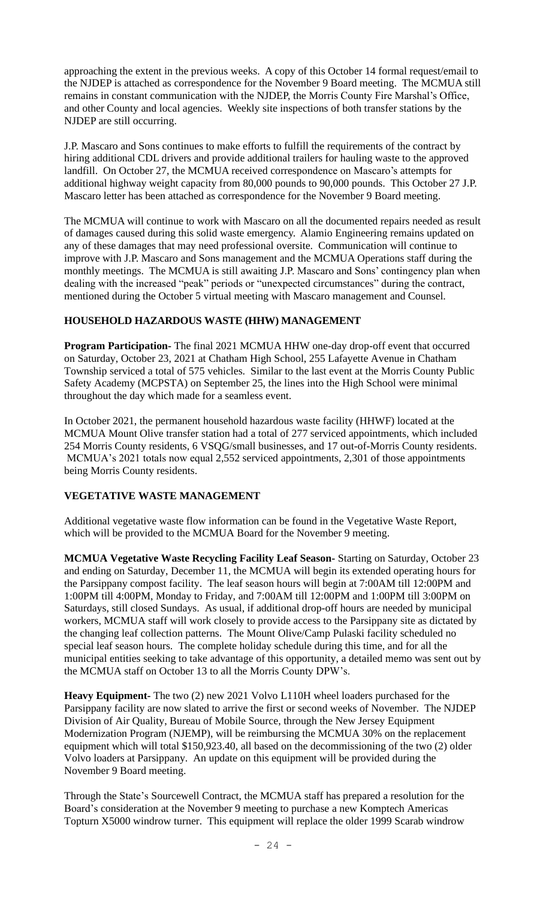approaching the extent in the previous weeks. A copy of this October 14 formal request/email to the NJDEP is attached as correspondence for the November 9 Board meeting. The MCMUA still remains in constant communication with the NJDEP, the Morris County Fire Marshal's Office, and other County and local agencies. Weekly site inspections of both transfer stations by the NJDEP are still occurring.

J.P. Mascaro and Sons continues to make efforts to fulfill the requirements of the contract by hiring additional CDL drivers and provide additional trailers for hauling waste to the approved landfill. On October 27, the MCMUA received correspondence on Mascaro's attempts for additional highway weight capacity from 80,000 pounds to 90,000 pounds. This October 27 J.P. Mascaro letter has been attached as correspondence for the November 9 Board meeting.

The MCMUA will continue to work with Mascaro on all the documented repairs needed as result of damages caused during this solid waste emergency. Alamio Engineering remains updated on any of these damages that may need professional oversite. Communication will continue to improve with J.P. Mascaro and Sons management and the MCMUA Operations staff during the monthly meetings. The MCMUA is still awaiting J.P. Mascaro and Sons' contingency plan when dealing with the increased "peak" periods or "unexpected circumstances" during the contract, mentioned during the October 5 virtual meeting with Mascaro management and Counsel.

**HOUSEHOLD HAZARDOUS WASTE (HHW) MANAGEMENT**

**Program Participation-** The final 2021 MCMUA HHW one-day drop-off event that occurred on Saturday, October 23, 2021 at Chatham High School, 255 Lafayette Avenue in Chatham Township serviced a total of 575 vehicles. Similar to the last event at the Morris County Public Safety Academy (MCPSTA) on September 25, the lines into the High School were minimal throughout the day which made for a seamless event.

In October 2021, the permanent household hazardous waste facility (HHWF) located at the MCMUA Mount Olive transfer station had a total of 277 serviced appointments, which included 254 Morris County residents, 6 VSQG/small businesses, and 17 out-of-Morris County residents. MCMUA's 2021 totals now equal 2,552 serviced appointments, 2,301 of those appointments being Morris County residents.

**VEGETATIVE WASTE MANAGEMENT**

Additional vegetative waste flow information can be found in the Vegetative Waste Report, which will be provided to the MCMUA Board for the November 9 meeting.

**MCMUA Vegetative Waste Recycling Facility Leaf Season-** Starting on Saturday, October 23 and ending on Saturday, December 11, the MCMUA will begin its extended operating hours for the Parsippany compost facility. The leaf season hours will begin at 7:00AM till 12:00PM and 1:00PM till 4:00PM, Monday to Friday, and 7:00AM till 12:00PM and 1:00PM till 3:00PM on Saturdays, still closed Sundays. As usual, if additional drop-off hours are needed by municipal workers, MCMUA staff will work closely to provide access to the Parsippany site as dictated by the changing leaf collection patterns. The Mount Olive/Camp Pulaski facility scheduled no special leaf season hours. The complete holiday schedule during this time, and for all the municipal entities seeking to take advantage of this opportunity, a detailed memo was sent out by the MCMUA staff on October 13 to all the Morris County DPW's.

**Heavy Equipment-** The two (2) new 2021 Volvo L110H wheel loaders purchased for the Parsippany facility are now slated to arrive the first or second weeks of November. The NJDEP Division of Air Quality, Bureau of Mobile Source, through the New Jersey Equipment Modernization Program (NJEMP), will be reimbursing the MCMUA 30% on the replacement equipment which will total $150,923.40, all based on the decommissioning of the two (2) older Volvo loaders at Parsippany. An update on this equipment will be provided during the November 9 Board meeting.

Through the State's Sourcewell Contract, the MCMUA staff has prepared a resolution for the Board's consideration at the November 9 meeting to purchase a new Komptech Americas Topturn X5000 windrow turner. This equipment will replace the older 1999 Scarab windrow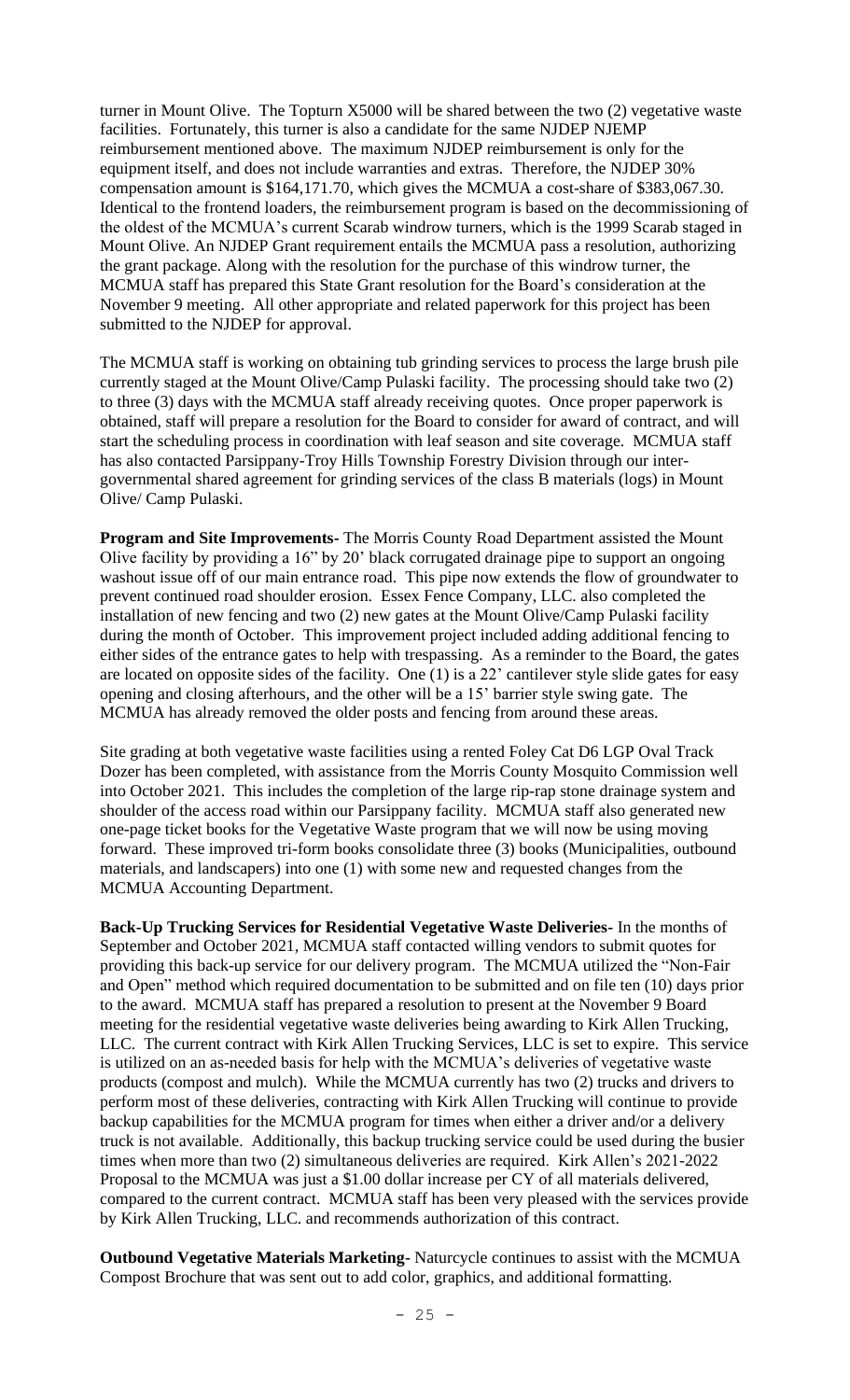turner in Mount Olive. The Topturn X5000 will be shared between the two (2) vegetative waste facilities. Fortunately, this turner is also a candidate for the same NJDEP NJEMP reimbursement mentioned above. The maximum NJDEP reimbursement is only for the equipment itself, and does not include warranties and extras. Therefore, the NJDEP 30% compensation amount is $164,171.70, which gives the MCMUA a cost-share of $383,067.30. Identical to the frontend loaders, the reimbursement program is based on the decommissioning of the oldest of the MCMUA's current Scarab windrow turners, which is the 1999 Scarab staged in Mount Olive. An NJDEP Grant requirement entails the MCMUA pass a resolution, authorizing the grant package. Along with the resolution for the purchase of this windrow turner, the MCMUA staff has prepared this State Grant resolution for the Board's consideration at the November 9 meeting. All other appropriate and related paperwork for this project has been submitted to the NJDEP for approval.

The MCMUA staff is working on obtaining tub grinding services to process the large brush pile currently staged at the Mount Olive/Camp Pulaski facility. The processing should take two (2) to three (3) days with the MCMUA staff already receiving quotes. Once proper paperwork is obtained, staff will prepare a resolution for the Board to consider for award of contract, and will start the scheduling process in coordination with leaf season and site coverage. MCMUA staff has also contacted Parsippany-Troy Hills Township Forestry Division through our inter-governmental shared agreement for grinding services of the class B materials (logs) in Mount Olive/ Camp Pulaski.

**Program and Site Improvements-** The Morris County Road Department assisted the Mount Olive facility by providing a 16" by 20' black corrugated drainage pipe to support an ongoing washout issue off of our main entrance road. This pipe now extends the flow of groundwater to prevent continued road shoulder erosion. Essex Fence Company, LLC. also completed the installation of new fencing and two (2) new gates at the Mount Olive/Camp Pulaski facility during the month of October. This improvement project included adding additional fencing to either sides of the entrance gates to help with trespassing. As a reminder to the Board, the gates are located on opposite sides of the facility. One (1) is a 22' cantilever style slide gates for easy opening and closing afterhours, and the other will be a 15' barrier style swing gate. The MCMUA has already removed the older posts and fencing from around these areas.

Site grading at both vegetative waste facilities using a rented Foley Cat D6 LGP Oval Track Dozer has been completed, with assistance from the Morris County Mosquito Commission well into October 2021. This includes the completion of the large rip-rap stone drainage system and shoulder of the access road within our Parsippany facility. MCMUA staff also generated new one-page ticket books for the Vegetative Waste program that we will now be using moving forward. These improved tri-form books consolidate three (3) books (Municipalities, outbound materials, and landscapers) into one (1) with some new and requested changes from the MCMUA Accounting Department.

**Back-Up Trucking Services for Residential Vegetative Waste Deliveries-** In the months of September and October 2021, MCMUA staff contacted willing vendors to submit quotes for providing this back-up service for our delivery program. The MCMUA utilized the "Non-Fair and Open" method which required documentation to be submitted and on file ten (10) days prior to the award. MCMUA staff has prepared a resolution to present at the November 9 Board meeting for the residential vegetative waste deliveries being awarding to Kirk Allen Trucking, LLC. The current contract with Kirk Allen Trucking Services, LLC is set to expire. This service is utilized on an as-needed basis for help with the MCMUA's deliveries of vegetative waste products (compost and mulch). While the MCMUA currently has two (2) trucks and drivers to perform most of these deliveries, contracting with Kirk Allen Trucking will continue to provide backup capabilities for the MCMUA program for times when either a driver and/or a delivery truck is not available. Additionally, this backup trucking service could be used during the busier times when more than two (2) simultaneous deliveries are required. Kirk Allen's 2021-2022 Proposal to the MCMUA was just a $1.00 dollar increase per CY of all materials delivered, compared to the current contract. MCMUA staff has been very pleased with the services provide by Kirk Allen Trucking, LLC. and recommends authorization of this contract.

**Outbound Vegetative Materials Marketing-** Naturcycle continues to assist with the MCMUA Compost Brochure that was sent out to add color, graphics, and additional formatting.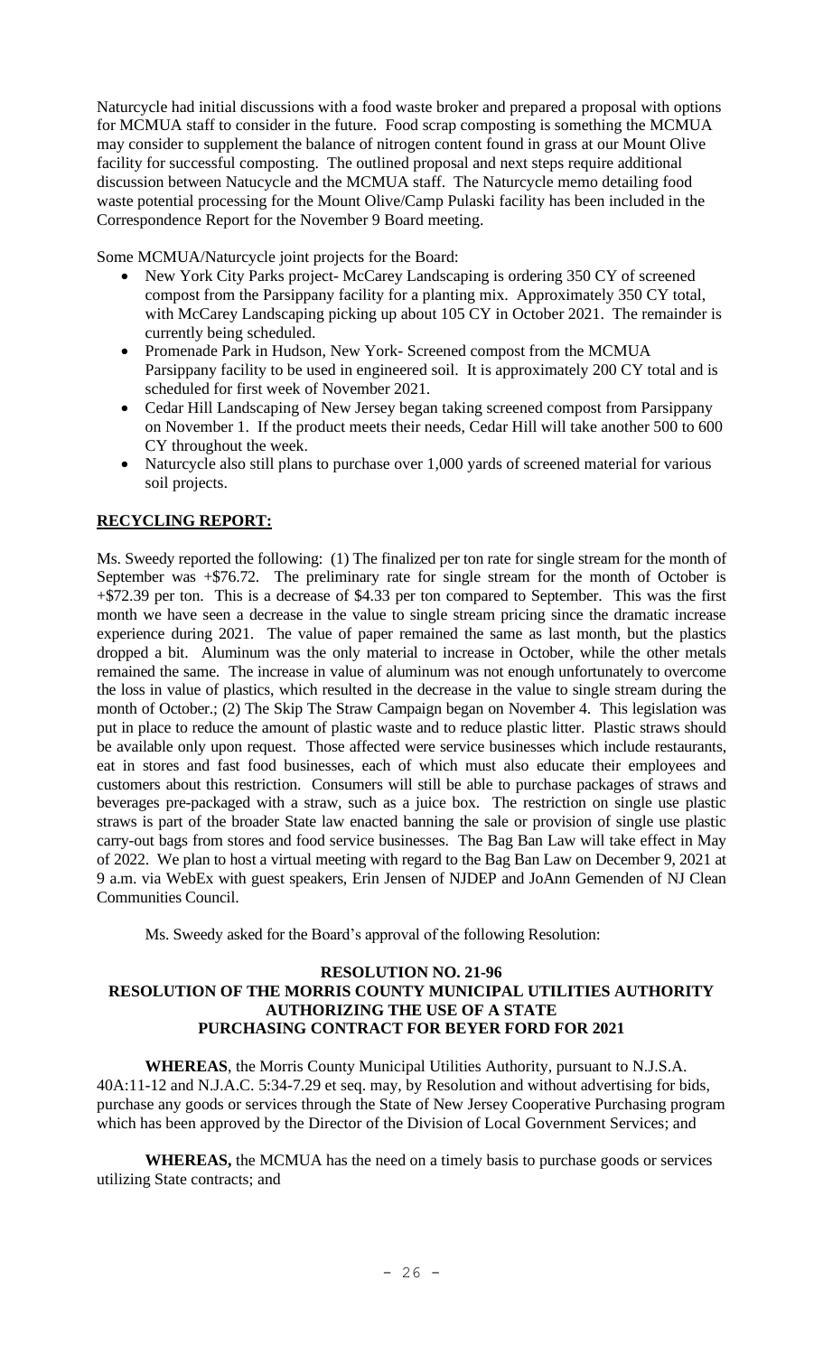Naturcycle had initial discussions with a food waste broker and prepared a proposal with options for MCMUA staff to consider in the future. Food scrap composting is something the MCMUA may consider to supplement the balance of nitrogen content found in grass at our Mount Olive facility for successful composting. The outlined proposal and next steps require additional discussion between Natucycle and the MCMUA staff. The Naturcycle memo detailing food waste potential processing for the Mount Olive/Camp Pulaski facility has been included in the Correspondence Report for the November 9 Board meeting.

Some MCMUA/Naturcycle joint projects for the Board:

- New York City Parks project- McCarey Landscaping is ordering 350 CY of screened compost from the Parsippany facility for a planting mix. Approximately 350 CY total, with McCarey Landscaping picking up about 105 CY in October 2021. The remainder is currently being scheduled.
- Promenade Park in Hudson, New York- Screened compost from the MCMUA Parsippany facility to be used in engineered soil. It is approximately 200 CY total and is scheduled for first week of November 2021.
- Cedar Hill Landscaping of New Jersey began taking screened compost from Parsippany on November 1. If the product meets their needs, Cedar Hill will take another 500 to 600 CY throughout the week.
- Naturcycle also still plans to purchase over 1,000 yards of screened material for various soil projects.

**RECYCLING REPORT:**

Ms. Sweedy reported the following: (1) The finalized per ton rate for single stream for the month of September was +$76.72. The preliminary rate for single stream for the month of October is +$72.39 per ton. This is a decrease of $4.33 per ton compared to September. This was the first month we have seen a decrease in the value to single stream pricing since the dramatic increase experience during 2021. The value of paper remained the same as last month, but the plastics dropped a bit. Aluminum was the only material to increase in October, while the other metals remained the same. The increase in value of aluminum was not enough unfortunately to overcome the loss in value of plastics, which resulted in the decrease in the value to single stream during the month of October.; (2) The Skip The Straw Campaign began on November 4. This legislation was put in place to reduce the amount of plastic waste and to reduce plastic litter. Plastic straws should be available only upon request. Those affected were service businesses which include restaurants, eat in stores and fast food businesses, each of which must also educate their employees and customers about this restriction. Consumers will still be able to purchase packages of straws and beverages pre-packaged with a straw, such as a juice box. The restriction on single use plastic straws is part of the broader State law enacted banning the sale or provision of single use plastic carry-out bags from stores and food service businesses. The Bag Ban Law will take effect in May of 2022. We plan to host a virtual meeting with regard to the Bag Ban Law on December 9, 2021 at 9 a.m. via WebEx with guest speakers, Erin Jensen of NJDEP and JoAnn Gemenden of NJ Clean Communities Council.

Ms. Sweedy asked for the Board's approval of the following Resolution:

**RESOLUTION NO. 21-96**
**RESOLUTION OF THE MORRIS COUNTY MUNICIPAL UTILITIES AUTHORITY AUTHORIZING THE USE OF A STATE PURCHASING CONTRACT FOR BEYER FORD FOR 2021**

**WHEREAS**, the Morris County Municipal Utilities Authority, pursuant to N.J.S.A. 40A:11-12 and N.J.A.C. 5:34-7.29 et seq. may, by Resolution and without advertising for bids, purchase any goods or services through the State of New Jersey Cooperative Purchasing program which has been approved by the Director of the Division of Local Government Services; and

**WHEREAS,** the MCMUA has the need on a timely basis to purchase goods or services utilizing State contracts; and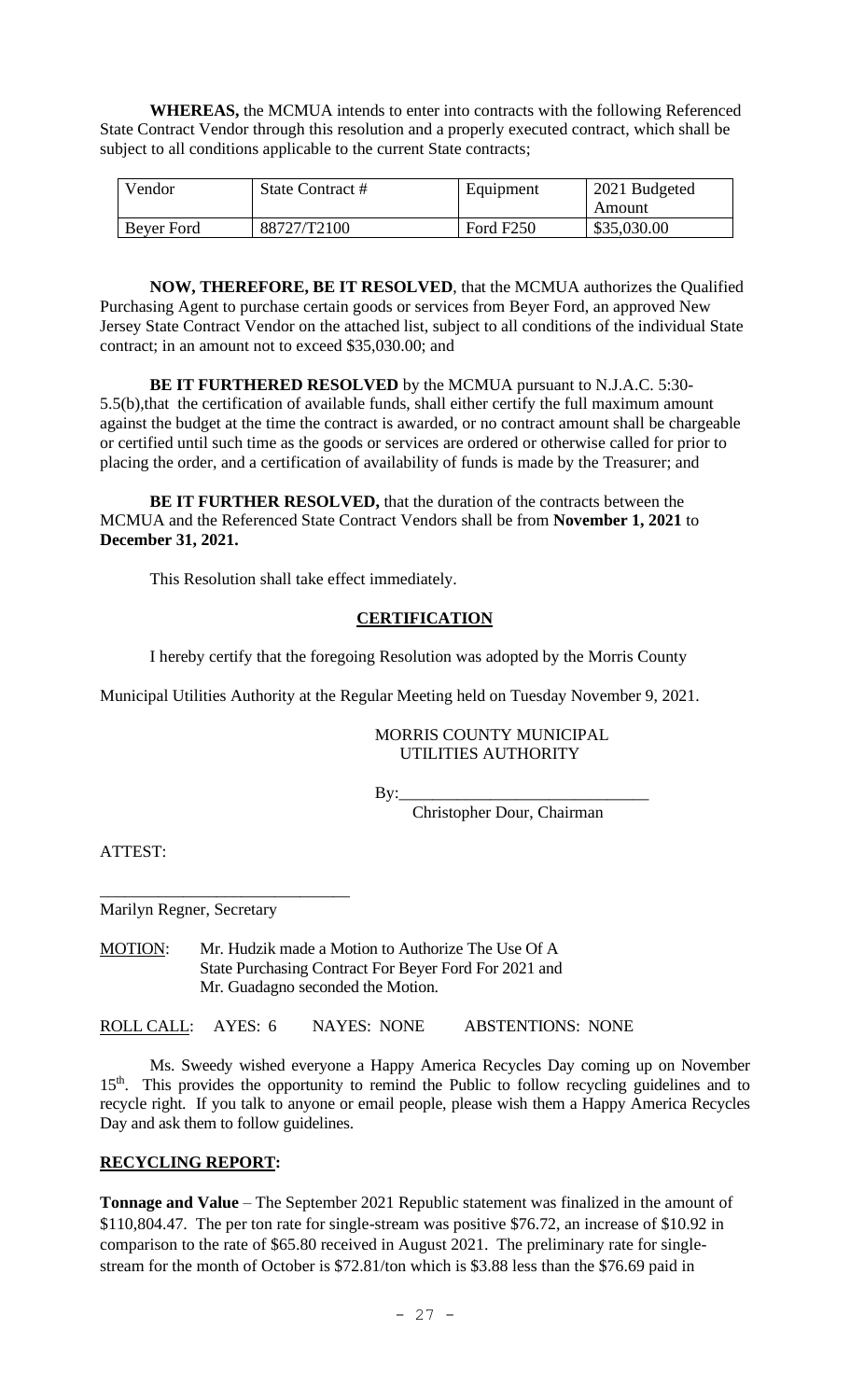**WHEREAS,** the MCMUA intends to enter into contracts with the following Referenced State Contract Vendor through this resolution and a properly executed contract, which shall be subject to all conditions applicable to the current State contracts;

| Vendor | State Contract # | Equipment | 2021 Budgeted Amount |
|---|---|---|---|
| Beyer Ford | 88727/T2100 | Ford F250 | \$35,030.00 |

**NOW, THEREFORE, BE IT RESOLVED**, that the MCMUA authorizes the Qualified Purchasing Agent to purchase certain goods or services from Beyer Ford, an approved New Jersey State Contract Vendor on the attached list, subject to all conditions of the individual State contract; in an amount not to exceed \$35,030.00; and

**BE IT FURTHERED RESOLVED** by the MCMUA pursuant to N.J.A.C. 5:30-5.5(b),that the certification of available funds, shall either certify the full maximum amount against the budget at the time the contract is awarded, or no contract amount shall be chargeable or certified until such time as the goods or services are ordered or otherwise called for prior to placing the order, and a certification of availability of funds is made by the Treasurer; and

**BE IT FURTHER RESOLVED,** that the duration of the contracts between the MCMUA and the Referenced State Contract Vendors shall be from **November 1, 2021** to **December 31, 2021.**

This Resolution shall take effect immediately.

**CERTIFICATION**

I hereby certify that the foregoing Resolution was adopted by the Morris County Municipal Utilities Authority at the Regular Meeting held on Tuesday November 9, 2021.

MORRIS COUNTY MUNICIPAL UTILITIES AUTHORITY

By:______________________________
Christopher Dour, Chairman

ATTEST:

______________________________
Marilyn Regner, Secretary

MOTION: Mr. Hudzik made a Motion to Authorize The Use Of A State Purchasing Contract For Beyer Ford For 2021 and Mr. Guadagno seconded the Motion.

ROLL CALL: AYES: 6 NAYES: NONE ABSTENTIONS: NONE

Ms. Sweedy wished everyone a Happy America Recycles Day coming up on November 15th. This provides the opportunity to remind the Public to follow recycling guidelines and to recycle right. If you talk to anyone or email people, please wish them a Happy America Recycles Day and ask them to follow guidelines.

**RECYCLING REPORT:**

**Tonnage and Value** – The September 2021 Republic statement was finalized in the amount of \$110,804.47. The per ton rate for single-stream was positive \$76.72, an increase of \$10.92 in comparison to the rate of \$65.80 received in August 2021. The preliminary rate for single-stream for the month of October is \$72.81/ton which is \$3.88 less than the \$76.69 paid in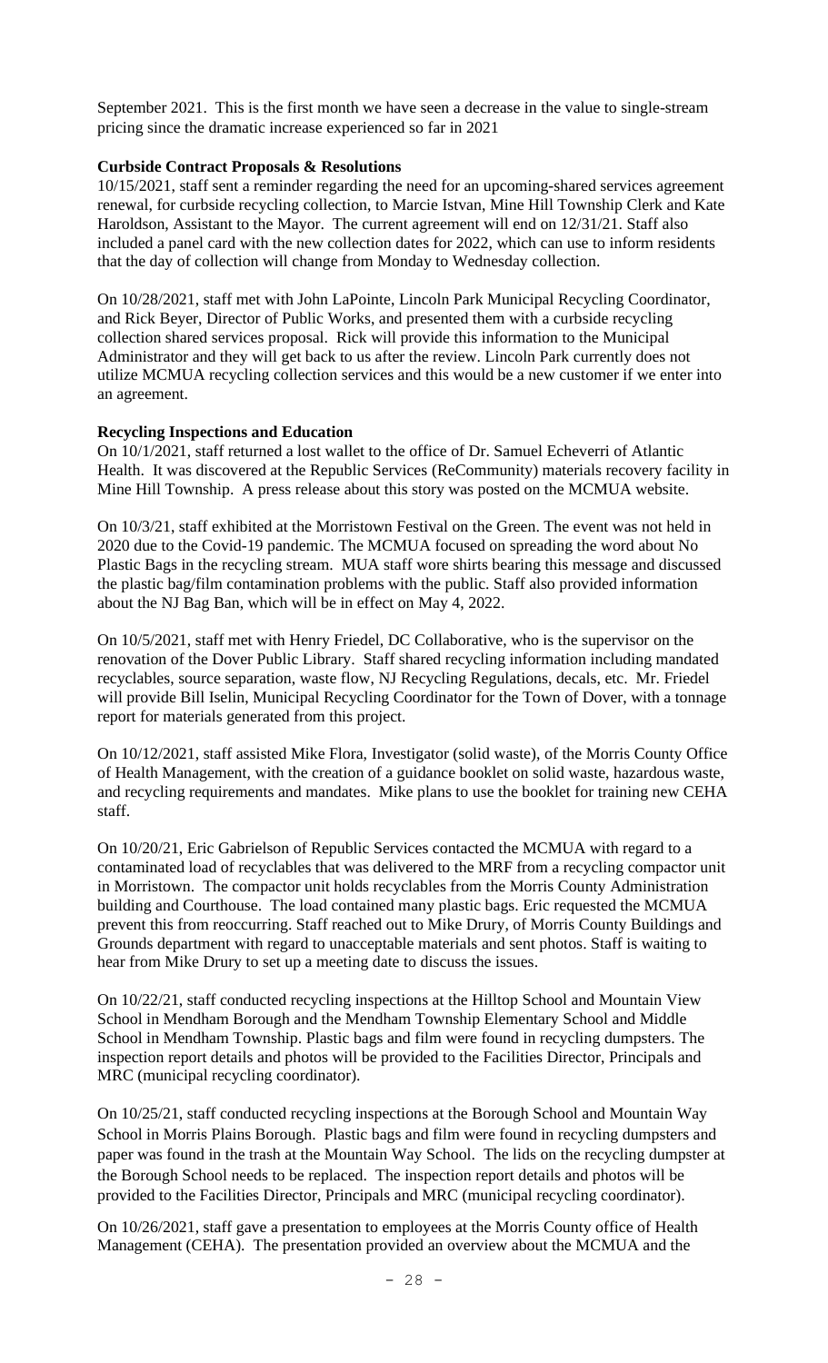September 2021. This is the first month we have seen a decrease in the value to single-stream pricing since the dramatic increase experienced so far in 2021

**Curbside Contract Proposals & Resolutions**

10/15/2021, staff sent a reminder regarding the need for an upcoming-shared services agreement renewal, for curbside recycling collection, to Marcie Istvan, Mine Hill Township Clerk and Kate Haroldson, Assistant to the Mayor. The current agreement will end on 12/31/21. Staff also included a panel card with the new collection dates for 2022, which can use to inform residents that the day of collection will change from Monday to Wednesday collection.

On 10/28/2021, staff met with John LaPointe, Lincoln Park Municipal Recycling Coordinator, and Rick Beyer, Director of Public Works, and presented them with a curbside recycling collection shared services proposal. Rick will provide this information to the Municipal Administrator and they will get back to us after the review. Lincoln Park currently does not utilize MCMUA recycling collection services and this would be a new customer if we enter into an agreement.

**Recycling Inspections and Education**

On 10/1/2021, staff returned a lost wallet to the office of Dr. Samuel Echeverri of Atlantic Health. It was discovered at the Republic Services (ReCommunity) materials recovery facility in Mine Hill Township. A press release about this story was posted on the MCMUA website.

On 10/3/21, staff exhibited at the Morristown Festival on the Green. The event was not held in 2020 due to the Covid-19 pandemic. The MCMUA focused on spreading the word about No Plastic Bags in the recycling stream. MUA staff wore shirts bearing this message and discussed the plastic bag/film contamination problems with the public. Staff also provided information about the NJ Bag Ban, which will be in effect on May 4, 2022.

On 10/5/2021, staff met with Henry Friedel, DC Collaborative, who is the supervisor on the renovation of the Dover Public Library. Staff shared recycling information including mandated recyclables, source separation, waste flow, NJ Recycling Regulations, decals, etc. Mr. Friedel will provide Bill Iselin, Municipal Recycling Coordinator for the Town of Dover, with a tonnage report for materials generated from this project.

On 10/12/2021, staff assisted Mike Flora, Investigator (solid waste), of the Morris County Office of Health Management, with the creation of a guidance booklet on solid waste, hazardous waste, and recycling requirements and mandates. Mike plans to use the booklet for training new CEHA staff.

On 10/20/21, Eric Gabrielson of Republic Services contacted the MCMUA with regard to a contaminated load of recyclables that was delivered to the MRF from a recycling compactor unit in Morristown. The compactor unit holds recyclables from the Morris County Administration building and Courthouse. The load contained many plastic bags. Eric requested the MCMUA prevent this from reoccurring. Staff reached out to Mike Drury, of Morris County Buildings and Grounds department with regard to unacceptable materials and sent photos. Staff is waiting to hear from Mike Drury to set up a meeting date to discuss the issues.

On 10/22/21, staff conducted recycling inspections at the Hilltop School and Mountain View School in Mendham Borough and the Mendham Township Elementary School and Middle School in Mendham Township. Plastic bags and film were found in recycling dumpsters. The inspection report details and photos will be provided to the Facilities Director, Principals and MRC (municipal recycling coordinator).

On 10/25/21, staff conducted recycling inspections at the Borough School and Mountain Way School in Morris Plains Borough. Plastic bags and film were found in recycling dumpsters and paper was found in the trash at the Mountain Way School. The lids on the recycling dumpster at the Borough School needs to be replaced. The inspection report details and photos will be provided to the Facilities Director, Principals and MRC (municipal recycling coordinator).

On 10/26/2021, staff gave a presentation to employees at the Morris County office of Health Management (CEHA). The presentation provided an overview about the MCMUA and the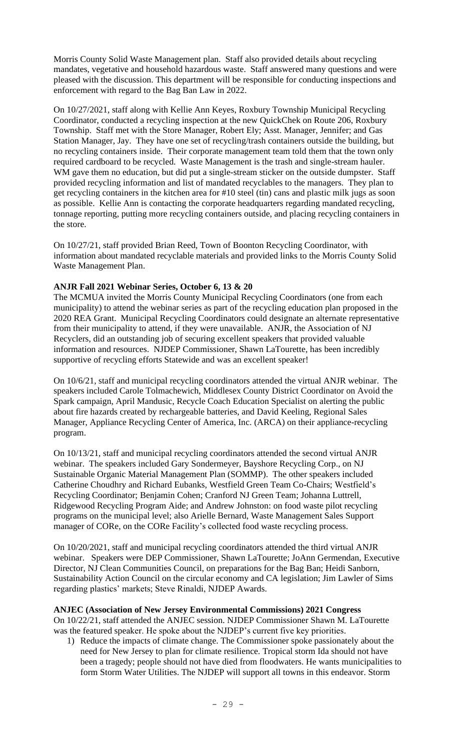Morris County Solid Waste Management plan. Staff also provided details about recycling mandates, vegetative and household hazardous waste. Staff answered many questions and were pleased with the discussion. This department will be responsible for conducting inspections and enforcement with regard to the Bag Ban Law in 2022.

On 10/27/2021, staff along with Kellie Ann Keyes, Roxbury Township Municipal Recycling Coordinator, conducted a recycling inspection at the new QuickChek on Route 206, Roxbury Township. Staff met with the Store Manager, Robert Ely; Asst. Manager, Jennifer; and Gas Station Manager, Jay. They have one set of recycling/trash containers outside the building, but no recycling containers inside. Their corporate management team told them that the town only required cardboard to be recycled. Waste Management is the trash and single-stream hauler. WM gave them no education, but did put a single-stream sticker on the outside dumpster. Staff provided recycling information and list of mandated recyclables to the managers. They plan to get recycling containers in the kitchen area for #10 steel (tin) cans and plastic milk jugs as soon as possible. Kellie Ann is contacting the corporate headquarters regarding mandated recycling, tonnage reporting, putting more recycling containers outside, and placing recycling containers in the store.

On 10/27/21, staff provided Brian Reed, Town of Boonton Recycling Coordinator, with information about mandated recyclable materials and provided links to the Morris County Solid Waste Management Plan.

**ANJR Fall 2021 Webinar Series, October 6, 13 & 20**

The MCMUA invited the Morris County Municipal Recycling Coordinators (one from each municipality) to attend the webinar series as part of the recycling education plan proposed in the 2020 REA Grant. Municipal Recycling Coordinators could designate an alternate representative from their municipality to attend, if they were unavailable. ANJR, the Association of NJ Recyclers, did an outstanding job of securing excellent speakers that provided valuable information and resources. NJDEP Commissioner, Shawn LaTourette, has been incredibly supportive of recycling efforts Statewide and was an excellent speaker!

On 10/6/21, staff and municipal recycling coordinators attended the virtual ANJR webinar. The speakers included Carole Tolmachewich, Middlesex County District Coordinator on Avoid the Spark campaign, April Mandusic, Recycle Coach Education Specialist on alerting the public about fire hazards created by rechargeable batteries, and David Keeling, Regional Sales Manager, Appliance Recycling Center of America, Inc. (ARCA) on their appliance-recycling program.

On 10/13/21, staff and municipal recycling coordinators attended the second virtual ANJR webinar. The speakers included Gary Sondermeyer, Bayshore Recycling Corp., on NJ Sustainable Organic Material Management Plan (SOMMP). The other speakers included Catherine Choudhry and Richard Eubanks, Westfield Green Team Co-Chairs; Westfield's Recycling Coordinator; Benjamin Cohen; Cranford NJ Green Team; Johanna Luttrell, Ridgewood Recycling Program Aide; and Andrew Johnston: on food waste pilot recycling programs on the municipal level; also Arielle Bernard, Waste Management Sales Support manager of CORe, on the CORe Facility's collected food waste recycling process.

On 10/20/2021, staff and municipal recycling coordinators attended the third virtual ANJR webinar. Speakers were DEP Commissioner, Shawn LaTourette; JoAnn Germendan, Executive Director, NJ Clean Communities Council, on preparations for the Bag Ban; Heidi Sanborn, Sustainability Action Council on the circular economy and CA legislation; Jim Lawler of Sims regarding plastics' markets; Steve Rinaldi, NJDEP Awards.

**ANJEC (Association of New Jersey Environmental Commissions) 2021 Congress**

On 10/22/21, staff attended the ANJEC session. NJDEP Commissioner Shawn M. LaTourette was the featured speaker. He spoke about the NJDEP's current five key priorities.

1) Reduce the impacts of climate change. The Commissioner spoke passionately about the need for New Jersey to plan for climate resilience. Tropical storm Ida should not have been a tragedy; people should not have died from floodwaters. He wants municipalities to form Storm Water Utilities. The NJDEP will support all towns in this endeavor. Storm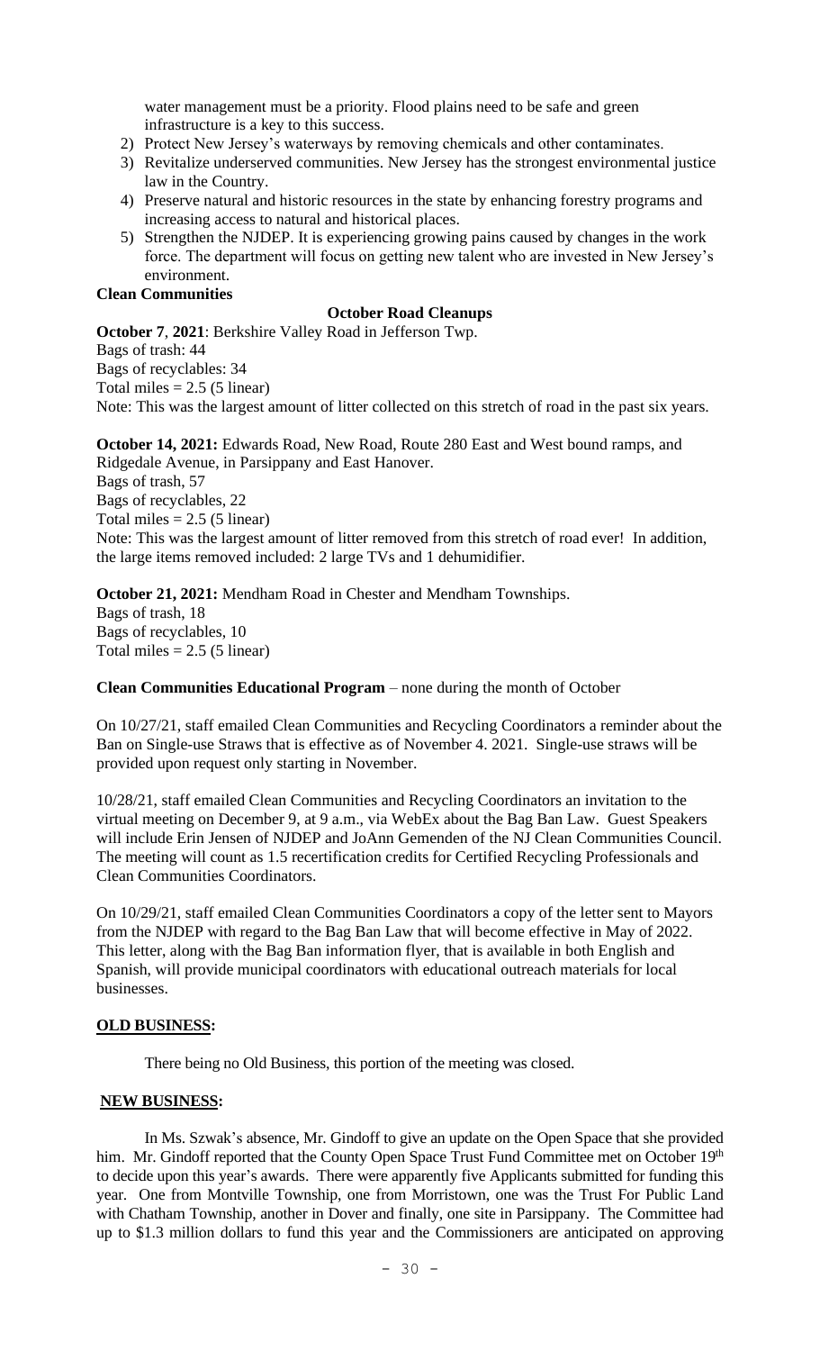water management must be a priority. Flood plains need to be safe and green infrastructure is a key to this success.

2) Protect New Jersey's waterways by removing chemicals and other contaminates.
3) Revitalize underserved communities. New Jersey has the strongest environmental justice law in the Country.
4) Preserve natural and historic resources in the state by enhancing forestry programs and increasing access to natural and historical places.
5) Strengthen the NJDEP. It is experiencing growing pains caused by changes in the work force. The department will focus on getting new talent who are invested in New Jersey's environment.

**Clean Communities**

**October Road Cleanups**

**October 7, 2021**: Berkshire Valley Road in Jefferson Twp.
Bags of trash: 44
Bags of recyclables: 34
Total miles = 2.5 (5 linear)
Note: This was the largest amount of litter collected on this stretch of road in the past six years.

**October 14, 2021:** Edwards Road, New Road, Route 280 East and West bound ramps, and Ridgedale Avenue, in Parsippany and East Hanover.
Bags of trash, 57
Bags of recyclables, 22
Total miles = 2.5 (5 linear)
Note: This was the largest amount of litter removed from this stretch of road ever! In addition, the large items removed included: 2 large TVs and 1 dehumidifier.

**October 21, 2021:** Mendham Road in Chester and Mendham Townships.
Bags of trash, 18
Bags of recyclables, 10
Total miles = 2.5 (5 linear)

**Clean Communities Educational Program** – none during the month of October

On 10/27/21, staff emailed Clean Communities and Recycling Coordinators a reminder about the Ban on Single-use Straws that is effective as of November 4. 2021. Single-use straws will be provided upon request only starting in November.

10/28/21, staff emailed Clean Communities and Recycling Coordinators an invitation to the virtual meeting on December 9, at 9 a.m., via WebEx about the Bag Ban Law. Guest Speakers will include Erin Jensen of NJDEP and JoAnn Gemenden of the NJ Clean Communities Council. The meeting will count as 1.5 recertification credits for Certified Recycling Professionals and Clean Communities Coordinators.

On 10/29/21, staff emailed Clean Communities Coordinators a copy of the letter sent to Mayors from the NJDEP with regard to the Bag Ban Law that will become effective in May of 2022. This letter, along with the Bag Ban information flyer, that is available in both English and Spanish, will provide municipal coordinators with educational outreach materials for local businesses.

**OLD BUSINESS:**

There being no Old Business, this portion of the meeting was closed.

**NEW BUSINESS:**

In Ms. Szwak's absence, Mr. Gindoff to give an update on the Open Space that she provided him. Mr. Gindoff reported that the County Open Space Trust Fund Committee met on October 19th to decide upon this year's awards. There were apparently five Applicants submitted for funding this year. One from Montville Township, one from Morristown, one was the Trust For Public Land with Chatham Township, another in Dover and finally, one site in Parsippany. The Committee had up to \$1.3 million dollars to fund this year and the Commissioners are anticipated on approving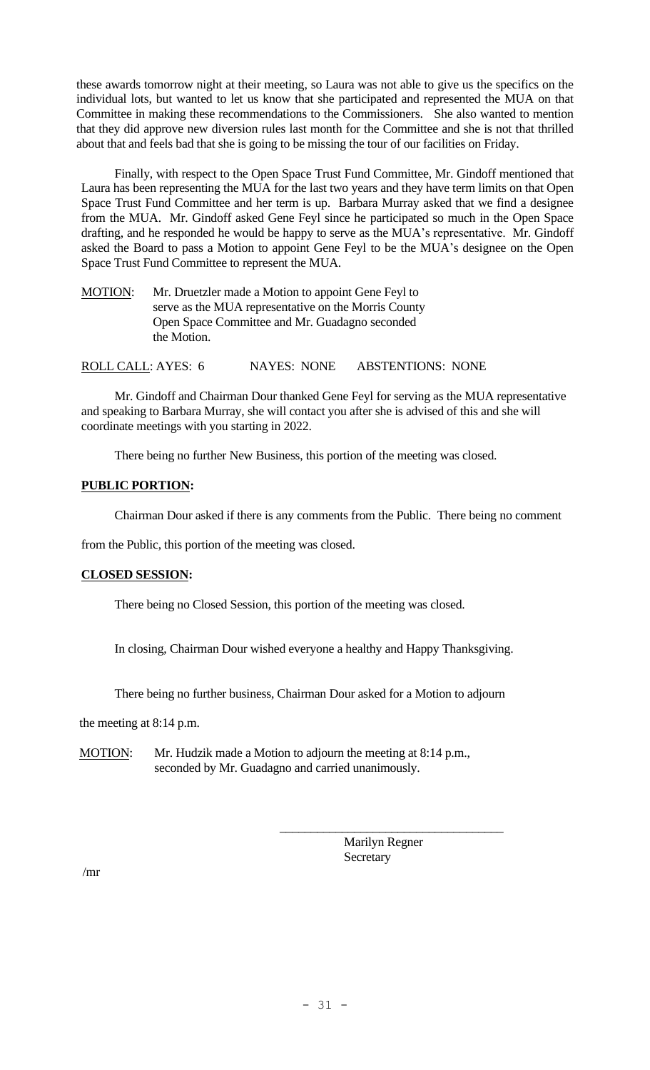these awards tomorrow night at their meeting, so Laura was not able to give us the specifics on the individual lots, but wanted to let us know that she participated and represented the MUA on that Committee in making these recommendations to the Commissioners. She also wanted to mention that they did approve new diversion rules last month for the Committee and she is not that thrilled about that and feels bad that she is going to be missing the tour of our facilities on Friday.

Finally, with respect to the Open Space Trust Fund Committee, Mr. Gindoff mentioned that Laura has been representing the MUA for the last two years and they have term limits on that Open Space Trust Fund Committee and her term is up. Barbara Murray asked that we find a designee from the MUA. Mr. Gindoff asked Gene Feyl since he participated so much in the Open Space drafting, and he responded he would be happy to serve as the MUA's representative. Mr. Gindoff asked the Board to pass a Motion to appoint Gene Feyl to be the MUA's designee on the Open Space Trust Fund Committee to represent the MUA.

MOTION: Mr. Druetzler made a Motion to appoint Gene Feyl to serve as the MUA representative on the Morris County Open Space Committee and Mr. Guadagno seconded the Motion.

ROLL CALL: AYES: 6 NAYES: NONE ABSTENTIONS: NONE

Mr. Gindoff and Chairman Dour thanked Gene Feyl for serving as the MUA representative and speaking to Barbara Murray, she will contact you after she is advised of this and she will coordinate meetings with you starting in 2022.

There being no further New Business, this portion of the meeting was closed.

**PUBLIC PORTION:**

Chairman Dour asked if there is any comments from the Public. There being no comment from the Public, this portion of the meeting was closed.

**CLOSED SESSION:**

There being no Closed Session, this portion of the meeting was closed.

In closing, Chairman Dour wished everyone a healthy and Happy Thanksgiving.

There being no further business, Chairman Dour asked for a Motion to adjourn the meeting at 8:14 p.m.

MOTION: Mr. Hudzik made a Motion to adjourn the meeting at 8:14 p.m., seconded by Mr. Guadagno and carried unanimously.

Marilyn Regner
Secretary

/mr